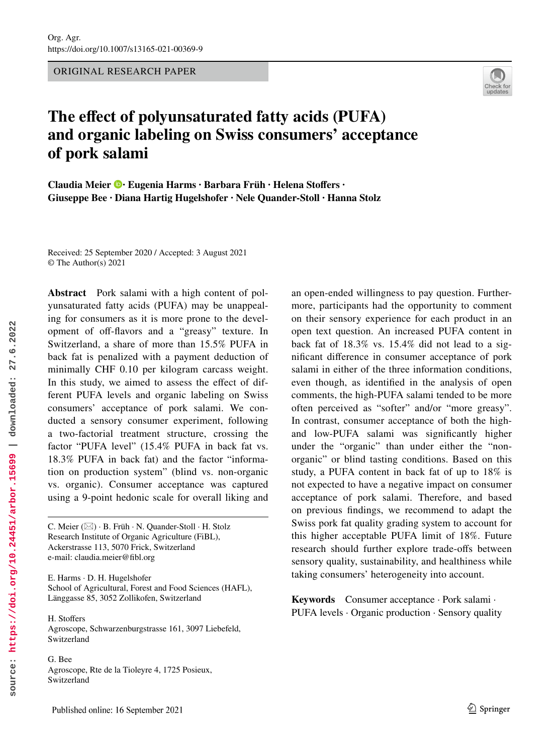Org. Agr.
https://doi.org/10.1007/s13165-021-00369-9

ORIGINAL RESEARCH PAPER

# The effect of polyunsaturated fatty acids (PUFA) and organic labeling on Swiss consumers' acceptance of pork salami

**Claudia Meier · Eugenia Harms · Barbara Früh · Helena Stoffers · Giuseppe Bee · Diana Hartig Hugelshofer · Nele Quander-Stoll · Hanna Stolz**

Received: 25 September 2020 / Accepted: 3 August 2021
© The Author(s) 2021

**Abstract** Pork salami with a high content of polyunsaturated fatty acids (PUFA) may be unappealing for consumers as it is more prone to the development of off-flavors and a "greasy" texture. In Switzerland, a share of more than 15.5% PUFA in back fat is penalized with a payment deduction of minimally CHF 0.10 per kilogram carcass weight. In this study, we aimed to assess the effect of different PUFA levels and organic labeling on Swiss consumers' acceptance of pork salami. We conducted a sensory consumer experiment, following a two-factorial treatment structure, crossing the factor "PUFA level" (15.4% PUFA in back fat vs. 18.3% PUFA in back fat) and the factor "information on production system" (blind vs. non-organic vs. organic). Consumer acceptance was captured using a 9-point hedonic scale for overall liking and an open-ended willingness to pay question. Furthermore, participants had the opportunity to comment on their sensory experience for each product in an open text question. An increased PUFA content in back fat of 18.3% vs. 15.4% did not lead to a significant difference in consumer acceptance of pork salami in either of the three information conditions, even though, as identified in the analysis of open comments, the high-PUFA salami tended to be more often perceived as "softer" and/or "more greasy". In contrast, consumer acceptance of both the high- and low-PUFA salami was significantly higher under the "organic" than under either the "non-organic" or blind tasting conditions. Based on this study, a PUFA content in back fat of up to 18% is not expected to have a negative impact on consumer acceptance of pork salami. Therefore, and based on previous findings, we recommend to adapt the Swiss pork fat quality grading system to account for this higher acceptable PUFA limit of 18%. Future research should further explore trade-offs between sensory quality, sustainability, and healthiness while taking consumers' heterogeneity into account.

**Keywords** Consumer acceptance · Pork salami · PUFA levels · Organic production · Sensory quality

C. Meier (✉) · B. Früh · N. Quander-Stoll · H. Stolz
Research Institute of Organic Agriculture (FiBL), Ackerstrasse 113, 5070 Frick, Switzerland
e-mail: claudia.meier@fibl.org

E. Harms · D. H. Hugelshofer
School of Agricultural, Forest and Food Sciences (HAFL), Länggasse 85, 3052 Zollikofen, Switzerland

H. Stoffers
Agroscope, Schwarzenburgstrasse 161, 3097 Liebefeld, Switzerland

G. Bee
Agroscope, Rte de la Tioleyre 4, 1725 Posieux, Switzerland

Published online: 16 September 2021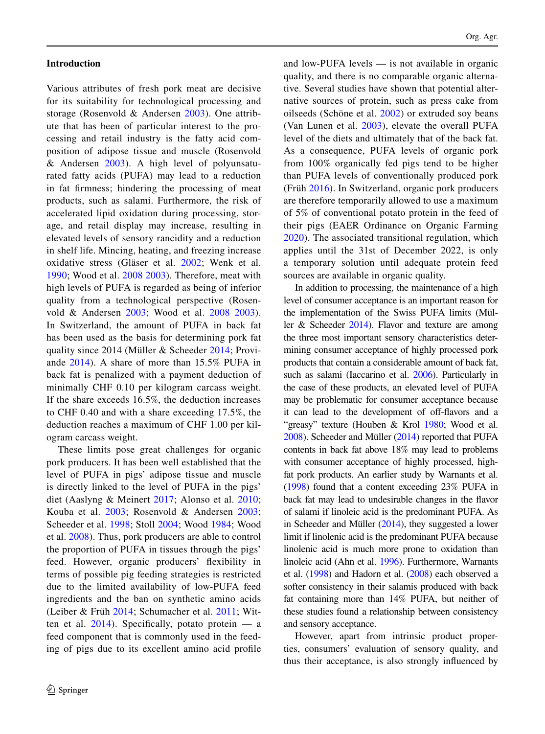## Introduction

Various attributes of fresh pork meat are decisive for its suitability for technological processing and storage (Rosenvold & Andersen 2003). One attribute that has been of particular interest to the processing and retail industry is the fatty acid composition of adipose tissue and muscle (Rosenvold & Andersen 2003). A high level of polyunsaturated fatty acids (PUFA) may lead to a reduction in fat firmness; hindering the processing of meat products, such as salami. Furthermore, the risk of accelerated lipid oxidation during processing, storage, and retail display may increase, resulting in elevated levels of sensory rancidity and a reduction in shelf life. Mincing, heating, and freezing increase oxidative stress (Gläser et al. 2002; Wenk et al. 1990; Wood et al. 2008 2003). Therefore, meat with high levels of PUFA is regarded as being of inferior quality from a technological perspective (Rosenvold & Andersen 2003; Wood et al. 2008 2003). In Switzerland, the amount of PUFA in back fat has been used as the basis for determining pork fat quality since 2014 (Müller & Scheeder 2014; Proviande 2014). A share of more than 15.5% PUFA in back fat is penalized with a payment deduction of minimally CHF 0.10 per kilogram carcass weight. If the share exceeds 16.5%, the deduction increases to CHF 0.40 and with a share exceeding 17.5%, the deduction reaches a maximum of CHF 1.00 per kilogram carcass weight.

These limits pose great challenges for organic pork producers. It has been well established that the level of PUFA in pigs' adipose tissue and muscle is directly linked to the level of PUFA in the pigs' diet (Aaslyng & Meinert 2017; Alonso et al. 2010; Kouba et al. 2003; Rosenvold & Andersen 2003; Scheeder et al. 1998; Stoll 2004; Wood 1984; Wood et al. 2008). Thus, pork producers are able to control the proportion of PUFA in tissues through the pigs' feed. However, organic producers' flexibility in terms of possible pig feeding strategies is restricted due to the limited availability of low-PUFA feed ingredients and the ban on synthetic amino acids (Leiber & Früh 2014; Schumacher et al. 2011; Witten et al. 2014). Specifically, potato protein — a feed component that is commonly used in the feeding of pigs due to its excellent amino acid profile and low-PUFA levels — is not available in organic quality, and there is no comparable organic alternative. Several studies have shown that potential alternative sources of protein, such as press cake from oilseeds (Schöne et al. 2002) or extruded soy beans (Van Lunen et al. 2003), elevate the overall PUFA level of the diets and ultimately that of the back fat. As a consequence, PUFA levels of organic pork from 100% organically fed pigs tend to be higher than PUFA levels of conventionally produced pork (Früh 2016). In Switzerland, organic pork producers are therefore temporarily allowed to use a maximum of 5% of conventional potato protein in the feed of their pigs (EAER Ordinance on Organic Farming 2020). The associated transitional regulation, which applies until the 31st of December 2022, is only a temporary solution until adequate protein feed sources are available in organic quality.

In addition to processing, the maintenance of a high level of consumer acceptance is an important reason for the implementation of the Swiss PUFA limits (Müller & Scheeder 2014). Flavor and texture are among the three most important sensory characteristics determining consumer acceptance of highly processed pork products that contain a considerable amount of back fat, such as salami (Iaccarino et al. 2006). Particularly in the case of these products, an elevated level of PUFA may be problematic for consumer acceptance because it can lead to the development of off-flavors and a "greasy" texture (Houben & Krol 1980; Wood et al. 2008). Scheeder and Müller (2014) reported that PUFA contents in back fat above 18% may lead to problems with consumer acceptance of highly processed, high-fat pork products. An earlier study by Warnants et al. (1998) found that a content exceeding 23% PUFA in back fat may lead to undesirable changes in the flavor of salami if linoleic acid is the predominant PUFA. As in Scheeder and Müller (2014), they suggested a lower limit if linolenic acid is the predominant PUFA because linolenic acid is much more prone to oxidation than linoleic acid (Ahn et al. 1996). Furthermore, Warnants et al. (1998) and Hadorn et al. (2008) each observed a softer consistency in their salamis produced with back fat containing more than 14% PUFA, but neither of these studies found a relationship between consistency and sensory acceptance.

However, apart from intrinsic product properties, consumers' evaluation of sensory quality, and thus their acceptance, is also strongly influenced by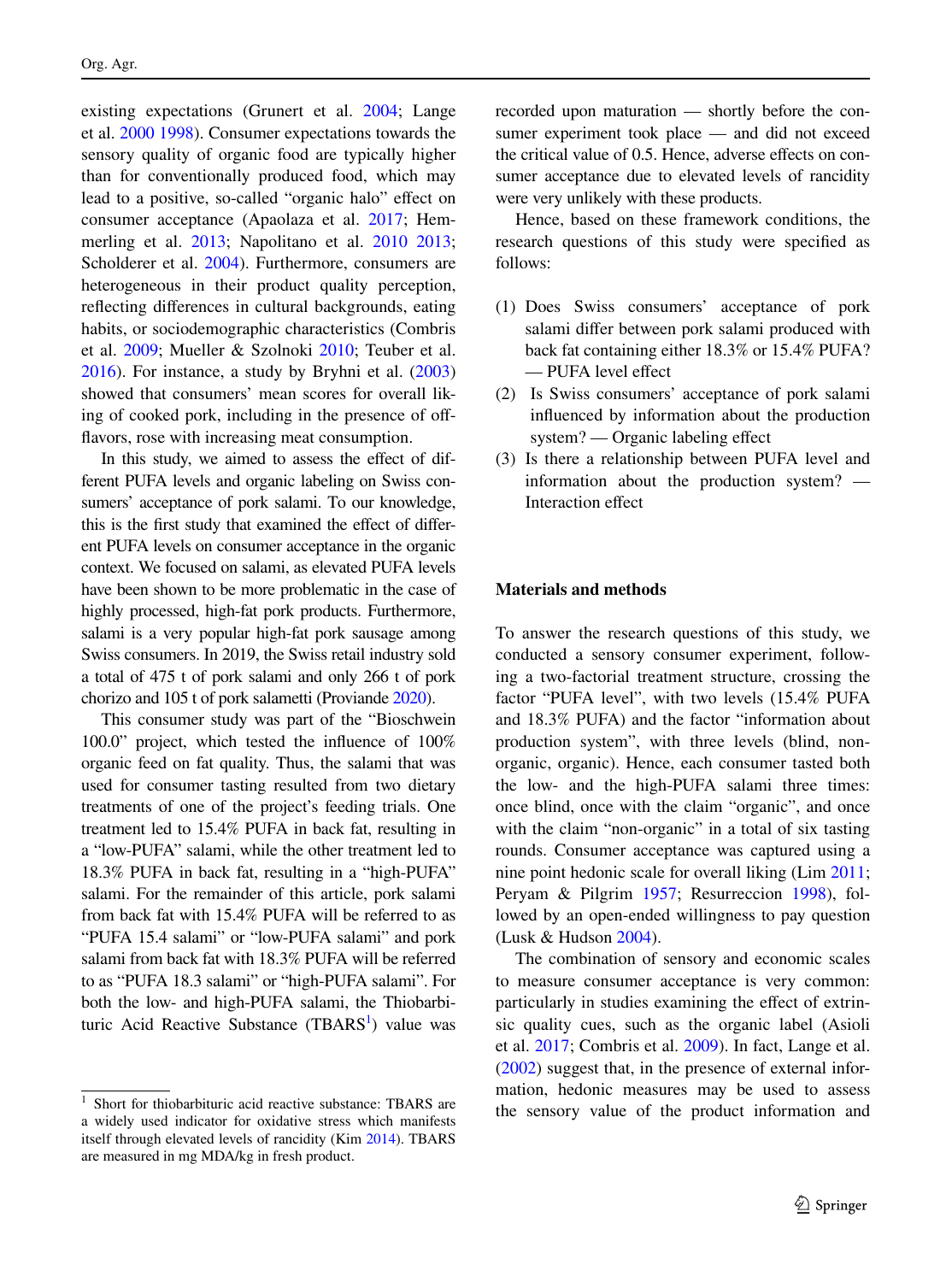existing expectations (Grunert et al. 2004; Lange et al. 2000 1998). Consumer expectations towards the sensory quality of organic food are typically higher than for conventionally produced food, which may lead to a positive, so-called "organic halo" effect on consumer acceptance (Apaolaza et al. 2017; Hemmerling et al. 2013; Napolitano et al. 2010 2013; Scholderer et al. 2004). Furthermore, consumers are heterogeneous in their product quality perception, reflecting differences in cultural backgrounds, eating habits, or sociodemographic characteristics (Combris et al. 2009; Mueller & Szolnoki 2010; Teuber et al. 2016). For instance, a study by Bryhni et al. (2003) showed that consumers' mean scores for overall liking of cooked pork, including in the presence of off-flavors, rose with increasing meat consumption.

In this study, we aimed to assess the effect of different PUFA levels and organic labeling on Swiss consumers' acceptance of pork salami. To our knowledge, this is the first study that examined the effect of different PUFA levels on consumer acceptance in the organic context. We focused on salami, as elevated PUFA levels have been shown to be more problematic in the case of highly processed, high-fat pork products. Furthermore, salami is a very popular high-fat pork sausage among Swiss consumers. In 2019, the Swiss retail industry sold a total of 475 t of pork salami and only 266 t of pork chorizo and 105 t of pork salametti (Proviande 2020).

This consumer study was part of the "Bioschwein 100.0" project, which tested the influence of 100% organic feed on fat quality. Thus, the salami that was used for consumer tasting resulted from two dietary treatments of one of the project's feeding trials. One treatment led to 15.4% PUFA in back fat, resulting in a "low-PUFA" salami, while the other treatment led to 18.3% PUFA in back fat, resulting in a "high-PUFA" salami. For the remainder of this article, pork salami from back fat with 15.4% PUFA will be referred to as "PUFA 15.4 salami" or "low-PUFA salami" and pork salami from back fat with 18.3% PUFA will be referred to as "PUFA 18.3 salami" or "high-PUFA salami". For both the low- and high-PUFA salami, the Thiobarbituric Acid Reactive Substance (TBARS[1]) value was recorded upon maturation — shortly before the consumer experiment took place — and did not exceed the critical value of 0.5. Hence, adverse effects on consumer acceptance due to elevated levels of rancidity were very unlikely with these products.

Hence, based on these framework conditions, the research questions of this study were specified as follows:

(1) Does Swiss consumers' acceptance of pork salami differ between pork salami produced with back fat containing either 18.3% or 15.4% PUFA? — PUFA level effect
(2) Is Swiss consumers' acceptance of pork salami influenced by information about the production system? — Organic labeling effect
(3) Is there a relationship between PUFA level and information about the production system? — Interaction effect

## Materials and methods

To answer the research questions of this study, we conducted a sensory consumer experiment, following a two-factorial treatment structure, crossing the factor "PUFA level", with two levels (15.4% PUFA and 18.3% PUFA) and the factor "information about production system", with three levels (blind, non-organic, organic). Hence, each consumer tasted both the low- and the high-PUFA salami three times: once blind, once with the claim "organic", and once with the claim "non-organic" in a total of six tasting rounds. Consumer acceptance was captured using a nine point hedonic scale for overall liking (Lim 2011; Peryam & Pilgrim 1957; Resurreccion 1998), followed by an open-ended willingness to pay question (Lusk & Hudson 2004).

The combination of sensory and economic scales to measure consumer acceptance is very common: particularly in studies examining the effect of extrinsic quality cues, such as the organic label (Asioli et al. 2017; Combris et al. 2009). In fact, Lange et al. (2002) suggest that, in the presence of external information, hedonic measures may be used to assess the sensory value of the product information and

[1] Short for thiobarbituric acid reactive substance: TBARS are a widely used indicator for oxidative stress which manifests itself through elevated levels of rancidity (Kim 2014). TBARS are measured in mg MDA/kg in fresh product.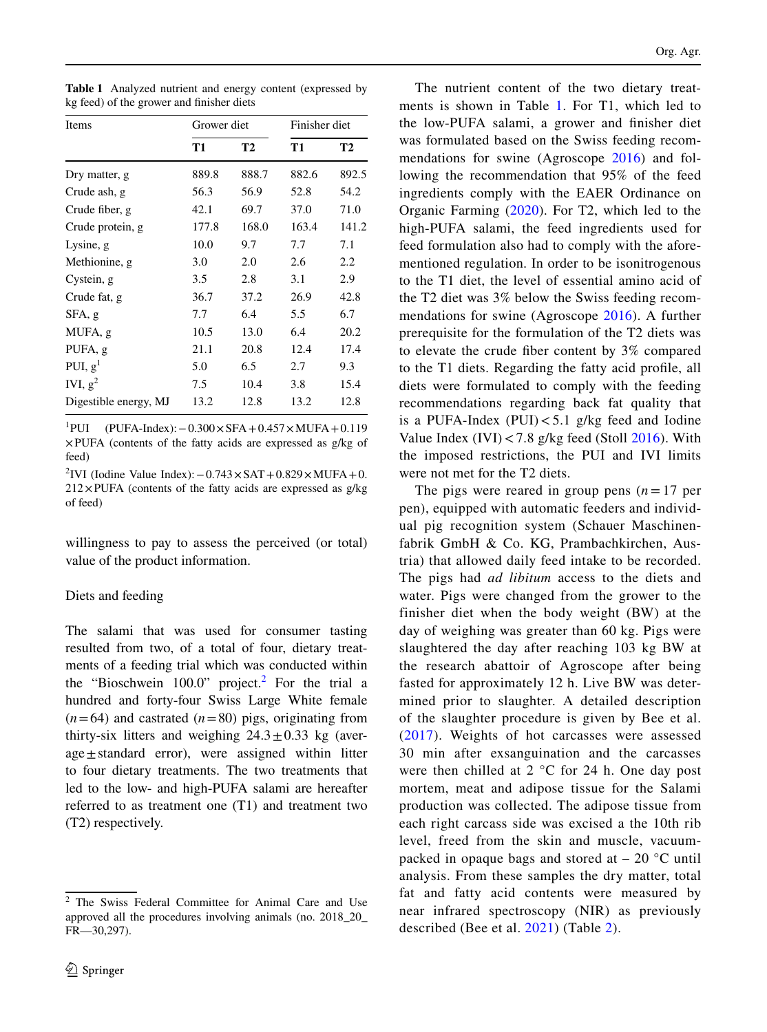**Table 1** Analyzed nutrient and energy content (expressed by kg feed) of the grower and finisher diets

| Items | Grower diet | | Finisher diet | |
|---|---|---|---|---|
| | **T1** | **T2** | **T1** | **T2** |
| Dry matter, g | 889.8 | 888.7 | 882.6 | 892.5 |
| Crude ash, g | 56.3 | 56.9 | 52.8 | 54.2 |
| Crude fiber, g | 42.1 | 69.7 | 37.0 | 71.0 |
| Crude protein, g | 177.8 | 168.0 | 163.4 | 141.2 |
| Lysine, g | 10.0 | 9.7 | 7.7 | 7.1 |
| Methionine, g | 3.0 | 2.0 | 2.6 | 2.2 |
| Cystein, g | 3.5 | 2.8 | 3.1 | 2.9 |
| Crude fat, g | 36.7 | 37.2 | 26.9 | 42.8 |
| SFA, g | 7.7 | 6.4 | 5.5 | 6.7 |
| MUFA, g | 10.5 | 13.0 | 6.4 | 20.2 |
| PUFA, g | 21.1 | 20.8 | 12.4 | 17.4 |
| PUI, g[1] | 5.0 | 6.5 | 2.7 | 9.3 |
| IVI, g[2] | 7.5 | 10.4 | 3.8 | 15.4 |
| Digestible energy, MJ | 13.2 | 12.8 | 13.2 | 12.8 |

[1]PUI (PUFA-Index): $-0.300 \times \text{SFA} + 0.457 \times \text{MUFA} + 0.119 \times \text{PUFA}$ (contents of the fatty acids are expressed as g/kg of feed)

[2]IVI (Iodine Value Index): $-0.743 \times \text{SAT} + 0.829 \times \text{MUFA} + 0.212 \times \text{PUFA}$ (contents of the fatty acids are expressed as g/kg of feed)

willingness to pay to assess the perceived (or total) value of the product information.

## Diets and feeding

The salami that was used for consumer tasting resulted from two, of a total of four, dietary treatments of a feeding trial which was conducted within the "Bioschwein 100.0" project.[2] For the trial a hundred and forty-four Swiss Large White female ($n = 64$) and castrated ($n = 80$) pigs, originating from thirty-six litters and weighing $24.3 \pm 0.33$ kg (average ± standard error), were assigned within litter to four dietary treatments. The two treatments that led to the low- and high-PUFA salami are hereafter referred to as treatment one (T1) and treatment two (T2) respectively.

The nutrient content of the two dietary treatments is shown in Table 1. For T1, which led to the low-PUFA salami, a grower and finisher diet was formulated based on the Swiss feeding recommendations for swine (Agroscope 2016) and following the recommendation that 95% of the feed ingredients comply with the EAER Ordinance on Organic Farming (2020). For T2, which led to the high-PUFA salami, the feed ingredients used for feed formulation also had to comply with the aforementioned regulation. In order to be isonitrogenous to the T1 diet, the level of essential amino acid of the T2 diet was 3% below the Swiss feeding recommendations for swine (Agroscope 2016). A further prerequisite for the formulation of the T2 diets was to elevate the crude fiber content by 3% compared to the T1 diets. Regarding the fatty acid profile, all diets were formulated to comply with the feeding recommendations regarding back fat quality that is a PUFA-Index (PUI) < 5.1 g/kg feed and Iodine Value Index (IVI) < 7.8 g/kg feed (Stoll 2016). With the imposed restrictions, the PUI and IVI limits were not met for the T2 diets.

The pigs were reared in group pens ($n = 17$ per pen), equipped with automatic feeders and individual pig recognition system (Schauer Maschinenfabrik GmbH & Co. KG, Prambachkirchen, Austria) that allowed daily feed intake to be recorded. The pigs had *ad libitum* access to the diets and water. Pigs were changed from the grower to the finisher diet when the body weight (BW) at the day of weighing was greater than 60 kg. Pigs were slaughtered the day after reaching 103 kg BW at the research abattoir of Agroscope after being fasted for approximately 12 h. Live BW was determined prior to slaughter. A detailed description of the slaughter procedure is given by Bee et al. (2017). Weights of hot carcasses were assessed 30 min after exsanguination and the carcasses were then chilled at 2 °C for 24 h. One day post mortem, meat and adipose tissue for the Salami production was collected. The adipose tissue from each right carcass side was excised a the 10th rib level, freed from the skin and muscle, vacuum-packed in opaque bags and stored at – 20 °C until analysis. From these samples the dry matter, total fat and fatty acid contents were measured by near infrared spectroscopy (NIR) as previously described (Bee et al. 2021) (Table 2).

[2] The Swiss Federal Committee for Animal Care and Use approved all the procedures involving animals (no. 2018_20_FR—30,297).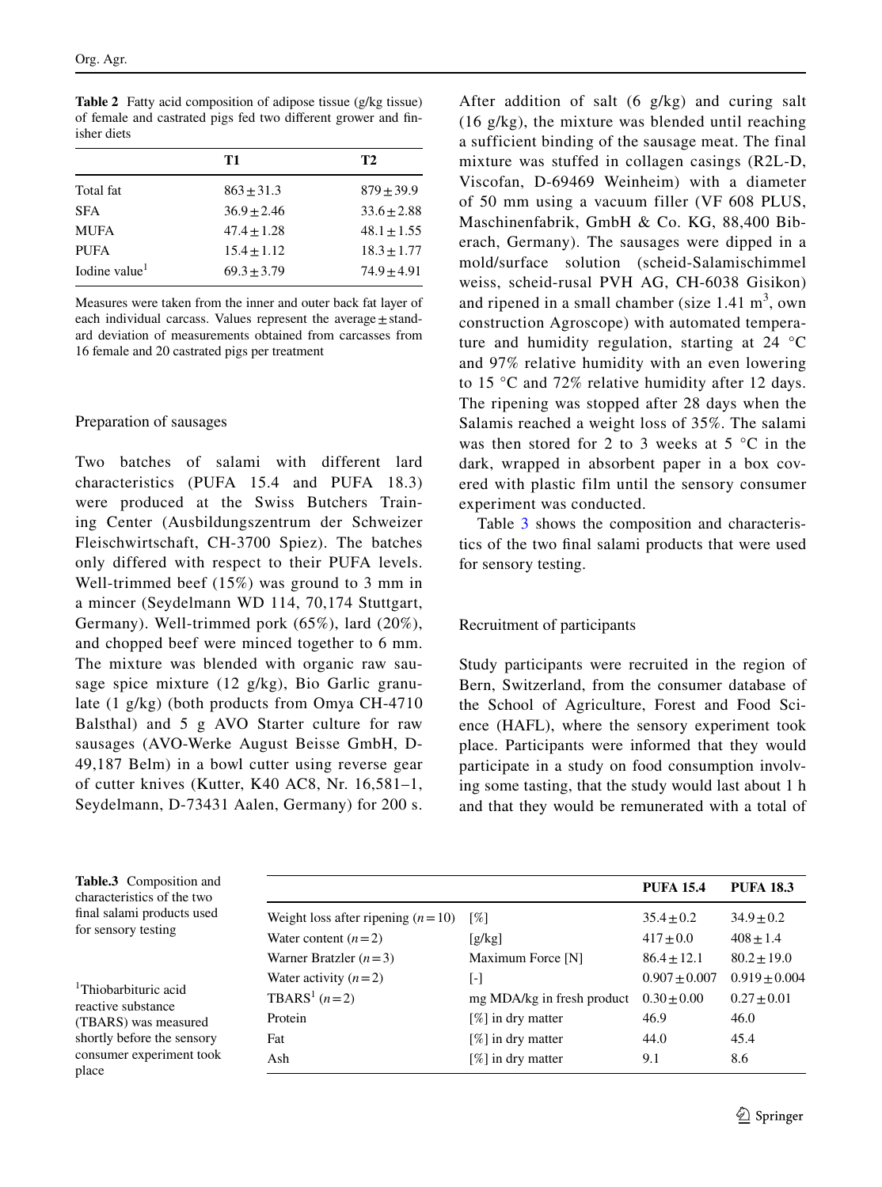**Table 2** Fatty acid composition of adipose tissue (g/kg tissue) of female and castrated pigs fed two different grower and finisher diets

| | T1 | T2 |
|---|---|---|
| Total fat | 863 ± 31.3 | 879 ± 39.9 |
| SFA | 36.9 ± 2.46 | 33.6 ± 2.88 |
| MUFA | 47.4 ± 1.28 | 48.1 ± 1.55 |
| PUFA | 15.4 ± 1.12 | 18.3 ± 1.77 |
| Iodine value[1] | 69.3 ± 3.79 | 74.9 ± 4.91 |

Measures were taken from the inner and outer back fat layer of each individual carcass. Values represent the average ± standard deviation of measurements obtained from carcasses from 16 female and 20 castrated pigs per treatment

### Preparation of sausages

Two batches of salami with different lard characteristics (PUFA 15.4 and PUFA 18.3) were produced at the Swiss Butchers Training Center (Ausbildungszentrum der Schweizer Fleischwirtschaft, CH-3700 Spiez). The batches only differed with respect to their PUFA levels. Well-trimmed beef (15%) was ground to 3 mm in a mincer (Seydelmann WD 114, 70,174 Stuttgart, Germany). Well-trimmed pork (65%), lard (20%), and chopped beef were minced together to 6 mm. The mixture was blended with organic raw sausage spice mixture (12 g/kg), Bio Garlic granulate (1 g/kg) (both products from Omya CH-4710 Balsthal) and 5 g AVO Starter culture for raw sausages (AVO-Werke August Beisse GmbH, D-49,187 Belm) in a bowl cutter using reverse gear of cutter knives (Kutter, K40 AC8, Nr. 16,581–1, Seydelmann, D-73431 Aalen, Germany) for 200 s. After addition of salt (6 g/kg) and curing salt (16 g/kg), the mixture was blended until reaching a sufficient binding of the sausage meat. The final mixture was stuffed in collagen casings (R2L-D, Viscofan, D-69469 Weinheim) with a diameter of 50 mm using a vacuum filler (VF 608 PLUS, Maschinenfabrik, GmbH & Co. KG, 88,400 Biberach, Germany). The sausages were dipped in a mold/surface solution (scheid-Salamischimmel weiss, scheid-rusal PVH AG, CH-6038 Gisikon) and ripened in a small chamber (size 1.41 $m^3$, own construction Agroscope) with automated temperature and humidity regulation, starting at 24 °C and 97% relative humidity with an even lowering to 15 °C and 72% relative humidity after 12 days. The ripening was stopped after 28 days when the Salamis reached a weight loss of 35%. The salami was then stored for 2 to 3 weeks at 5 °C in the dark, wrapped in absorbent paper in a box covered with plastic film until the sensory consumer experiment was conducted.

Table 3 shows the composition and characteristics of the two final salami products that were used for sensory testing.

### Recruitment of participants

Study participants were recruited in the region of Bern, Switzerland, from the consumer database of the School of Agriculture, Forest and Food Science (HAFL), where the sensory experiment took place. Participants were informed that they would participate in a study on food consumption involving some tasting, that the study would last about 1 h and that they would be remunerated with a total of

**Table.3** Composition and characteristics of the two final salami products used for sensory testing

| | | PUFA 15.4 | PUFA 18.3 |
|---|---|---|---|
| Weight loss after ripening ($n = 10$) | [%] | 35.4 ± 0.2 | 34.9 ± 0.2 |
| Water content ($n = 2$) | [g/kg] | 417 ± 0.0 | 408 ± 1.4 |
| Warner Bratzler ($n = 3$) | Maximum Force [N] | 86.4 ± 12.1 | 80.2 ± 19.0 |
| Water activity ($n = 2$) | [-] | 0.907 ± 0.007 | 0.919 ± 0.004 |
| TBARS[1] ($n = 2$) | mg MDA/kg in fresh product | 0.30 ± 0.00 | 0.27 ± 0.01 |
| Protein | [%] in dry matter | 46.9 | 46.0 |
| Fat | [%] in dry matter | 44.0 | 45.4 |
| Ash | [%] in dry matter | 9.1 | 8.6 |

[1]Thiobarbituric acid reactive substance (TBARS) was measured shortly before the sensory consumer experiment took place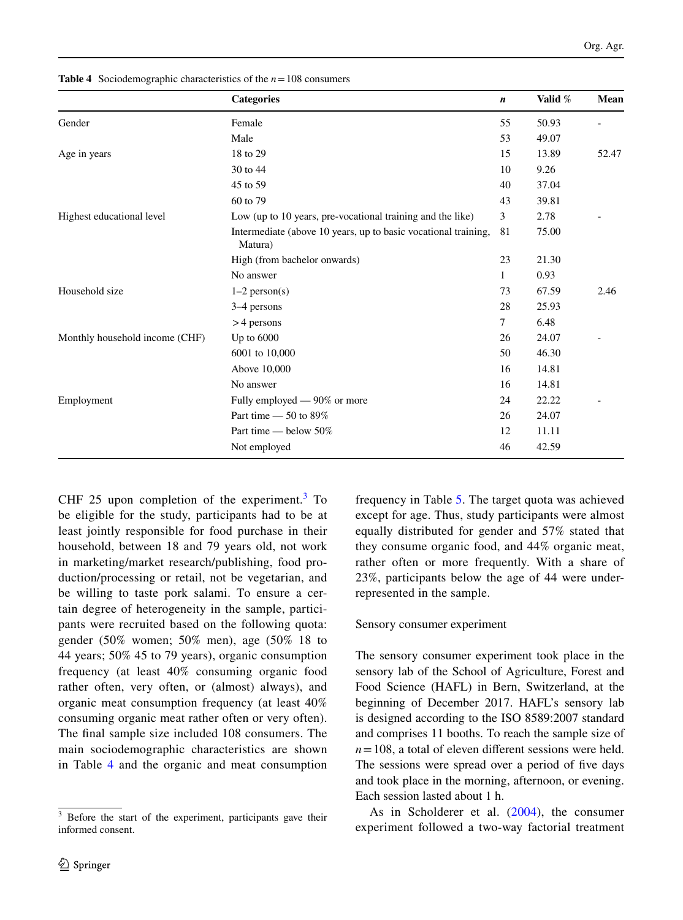**Table 4** Sociodemographic characteristics of the $n = 108$ consumers

| | Categories | *n* | Valid % | Mean |
|---|---|---|---|---|
| Gender | Female | 55 | 50.93 | - |
| | Male | 53 | 49.07 | |
| Age in years | 18 to 29 | 15 | 13.89 | 52.47 |
| | 30 to 44 | 10 | 9.26 | |
| | 45 to 59 | 40 | 37.04 | |
| | 60 to 79 | 43 | 39.81 | |
| Highest educational level | Low (up to 10 years, pre-vocational training and the like) | 3 | 2.78 | - |
| | Intermediate (above 10 years, up to basic vocational training, Matura) | 81 | 75.00 | |
| | High (from bachelor onwards) | 23 | 21.30 | |
| | No answer | 1 | 0.93 | |
| Household size | 1–2 person(s) | 73 | 67.59 | 2.46 |
| | 3–4 persons | 28 | 25.93 | |
| | > 4 persons | 7 | 6.48 | |
| Monthly household income (CHF) | Up to 6000 | 26 | 24.07 | - |
| | 6001 to 10,000 | 50 | 46.30 | |
| | Above 10,000 | 16 | 14.81 | |
| | No answer | 16 | 14.81 | |
| Employment | Fully employed — 90% or more | 24 | 22.22 | - |
| | Part time — 50 to 89% | 26 | 24.07 | |
| | Part time — below 50% | 12 | 11.11 | |
| | Not employed | 46 | 42.59 | |

CHF 25 upon completion of the experiment.[3] To be eligible for the study, participants had to be at least jointly responsible for food purchase in their household, between 18 and 79 years old, not work in marketing/market research/publishing, food production/processing or retail, not be vegetarian, and be willing to taste pork salami. To ensure a certain degree of heterogeneity in the sample, participants were recruited based on the following quota: gender (50% women; 50% men), age (50% 18 to 44 years; 50% 45 to 79 years), organic consumption frequency (at least 40% consuming organic food rather often, very often, or (almost) always), and organic meat consumption frequency (at least 40% consuming organic meat rather often or very often). The final sample size included 108 consumers. The main sociodemographic characteristics are shown in Table 4 and the organic and meat consumption frequency in Table 5. The target quota was achieved except for age. Thus, study participants were almost equally distributed for gender and 57% stated that they consume organic food, and 44% organic meat, rather often or more frequently. With a share of 23%, participants below the age of 44 were underrepresented in the sample.

### Sensory consumer experiment

The sensory consumer experiment took place in the sensory lab of the School of Agriculture, Forest and Food Science (HAFL) in Bern, Switzerland, at the beginning of December 2017. HAFL's sensory lab is designed according to the ISO 8589:2007 standard and comprises 11 booths. To reach the sample size of $n = 108$, a total of eleven different sessions were held. The sessions were spread over a period of five days and took place in the morning, afternoon, or evening. Each session lasted about 1 h.

As in Scholderer et al. (2004), the consumer experiment followed a two-way factorial treatment

[3] Before the start of the experiment, participants gave their informed consent.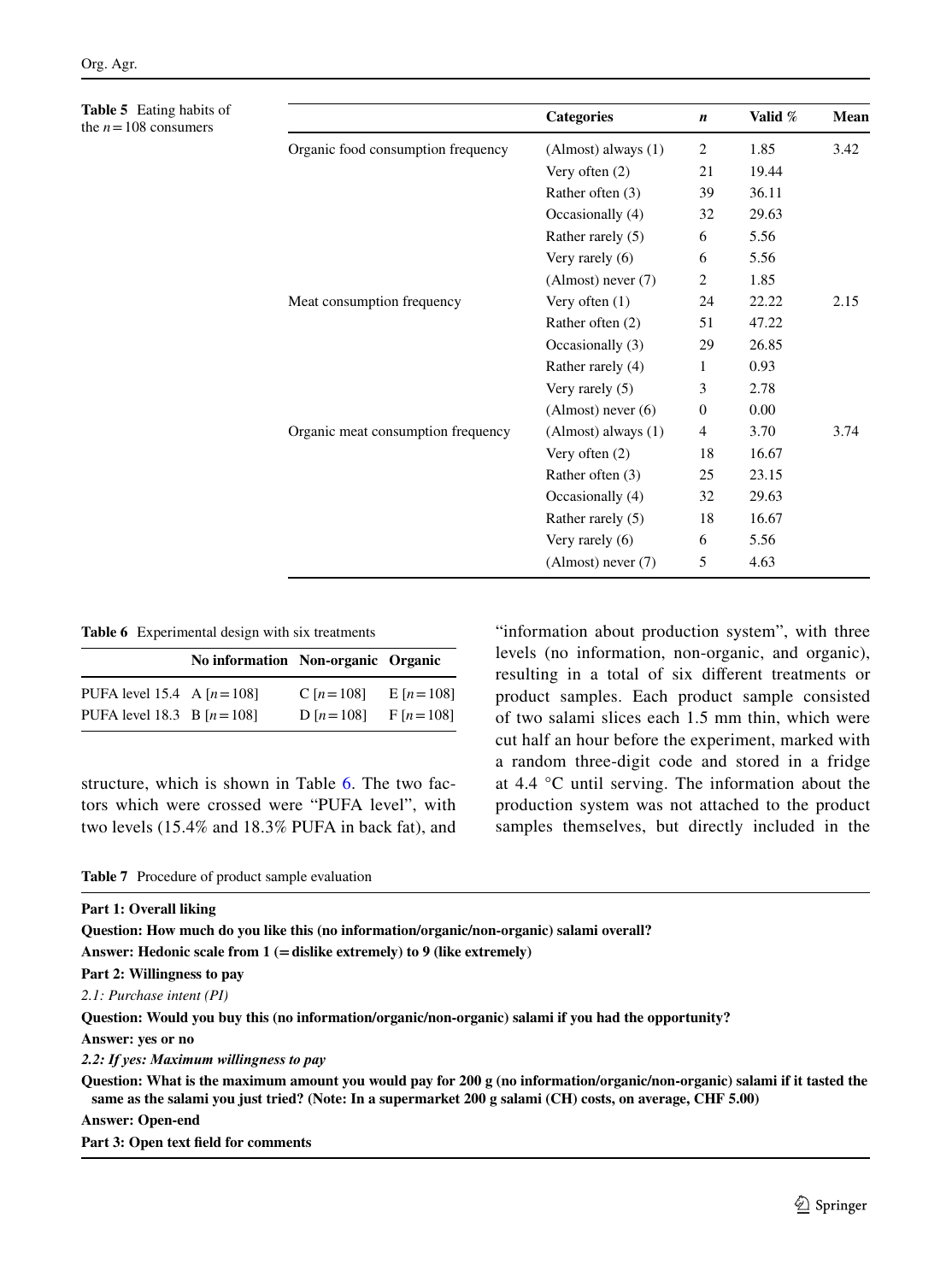**Table 5** Eating habits of the $n = 108$ consumers

| | Categories | *n* | Valid % | Mean |
|---|---|---|---|---|
| Organic food consumption frequency | (Almost) always (1) | 2 | 1.85 | 3.42 |
| | Very often (2) | 21 | 19.44 | |
| | Rather often (3) | 39 | 36.11 | |
| | Occasionally (4) | 32 | 29.63 | |
| | Rather rarely (5) | 6 | 5.56 | |
| | Very rarely (6) | 6 | 5.56 | |
| | (Almost) never (7) | 2 | 1.85 | |
| Meat consumption frequency | Very often (1) | 24 | 22.22 | 2.15 |
| | Rather often (2) | 51 | 47.22 | |
| | Occasionally (3) | 29 | 26.85 | |
| | Rather rarely (4) | 1 | 0.93 | |
| | Very rarely (5) | 3 | 2.78 | |
| | (Almost) never (6) | 0 | 0.00 | |
| Organic meat consumption frequency | (Almost) always (1) | 4 | 3.70 | 3.74 |
| | Very often (2) | 18 | 16.67 | |
| | Rather often (3) | 25 | 23.15 | |
| | Occasionally (4) | 32 | 29.63 | |
| | Rather rarely (5) | 18 | 16.67 | |
| | Very rarely (6) | 6 | 5.56 | |
| | (Almost) never (7) | 5 | 4.63 | |

**Table 6** Experimental design with six treatments

| | No information | Non-organic | Organic |
|---|---|---|---|
| PUFA level 15.4 | A [$n = 108$] | C [$n = 108$] | E [$n = 108$] |
| PUFA level 18.3 | B [$n = 108$] | D [$n = 108$] | F [$n = 108$] |

structure, which is shown in Table 6. The two factors which were crossed were "PUFA level", with two levels (15.4% and 18.3% PUFA in back fat), and "information about production system", with three levels (no information, non-organic, and organic), resulting in a total of six different treatments or product samples. Each product sample consisted of two salami slices each 1.5 mm thin, which were cut half an hour before the experiment, marked with a random three-digit code and stored in a fridge at 4.4 °C until serving. The information about the production system was not attached to the product samples themselves, but directly included in the

**Table 7** Procedure of product sample evaluation

**Part 1: Overall liking**

**Question: How much do you like this (no information/organic/non-organic) salami overall?**

**Answer: Hedonic scale from 1 (= dislike extremely) to 9 (like extremely)**

**Part 2: Willingness to pay**

*2.1: Purchase intent (PI)*

**Question: Would you buy this (no information/organic/non-organic) salami if you had the opportunity?**

**Answer: yes or no**

***2.2: If yes: Maximum willingness to pay***

**Question: What is the maximum amount you would pay for 200 g (no information/organic/non-organic) salami if it tasted the same as the salami you just tried? (Note: In a supermarket 200 g salami (CH) costs, on average, CHF 5.00)**

**Answer: Open-end**

**Part 3: Open text field for comments**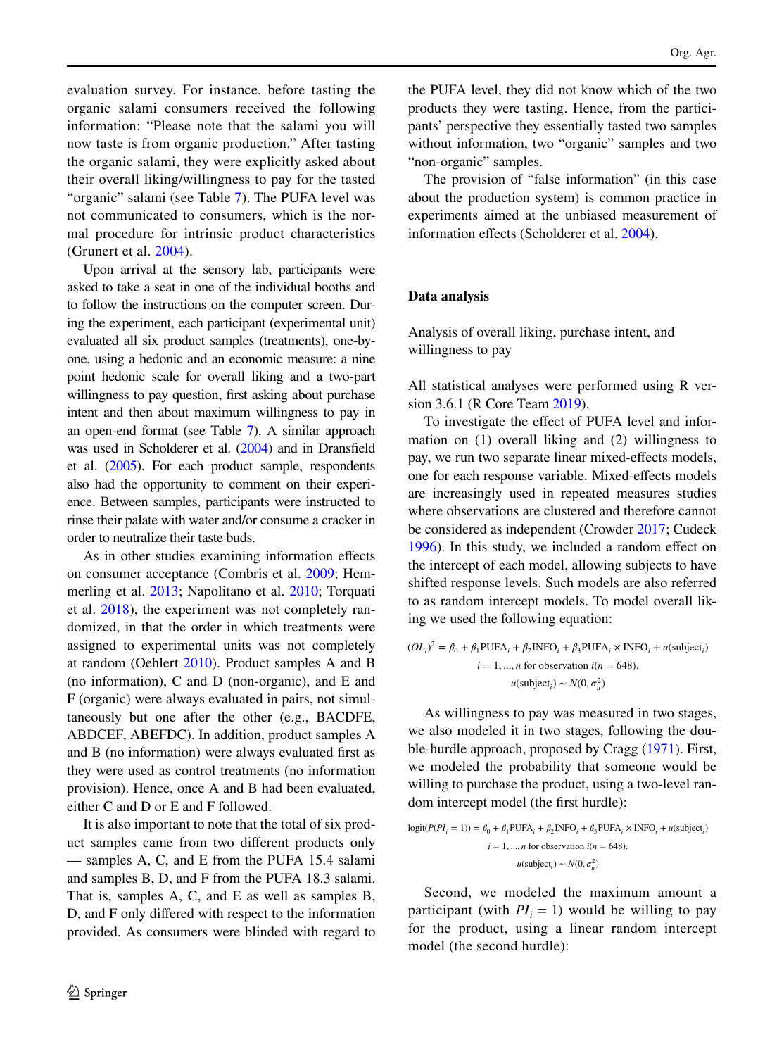evaluation survey. For instance, before tasting the organic salami consumers received the following information: "Please note that the salami you will now taste is from organic production." After tasting the organic salami, they were explicitly asked about their overall liking/willingness to pay for the tasted "organic" salami (see Table 7). The PUFA level was not communicated to consumers, which is the normal procedure for intrinsic product characteristics (Grunert et al. 2004).

Upon arrival at the sensory lab, participants were asked to take a seat in one of the individual booths and to follow the instructions on the computer screen. During the experiment, each participant (experimental unit) evaluated all six product samples (treatments), one-by-one, using a hedonic and an economic measure: a nine point hedonic scale for overall liking and a two-part willingness to pay question, first asking about purchase intent and then about maximum willingness to pay in an open-end format (see Table 7). A similar approach was used in Scholderer et al. (2004) and in Dransfield et al. (2005). For each product sample, respondents also had the opportunity to comment on their experience. Between samples, participants were instructed to rinse their palate with water and/or consume a cracker in order to neutralize their taste buds.

As in other studies examining information effects on consumer acceptance (Combris et al. 2009; Hemmerling et al. 2013; Napolitano et al. 2010; Torquati et al. 2018), the experiment was not completely randomized, in that the order in which treatments were assigned to experimental units was not completely at random (Oehlert 2010). Product samples A and B (no information), C and D (non-organic), and E and F (organic) were always evaluated in pairs, not simultaneously but one after the other (e.g., BACDFE, ABDCEF, ABEFDC). In addition, product samples A and B (no information) were always evaluated first as they were used as control treatments (no information provision). Hence, once A and B had been evaluated, either C and D or E and F followed.

It is also important to note that the total of six product samples came from two different products only — samples A, C, and E from the PUFA 15.4 salami and samples B, D, and F from the PUFA 18.3 salami. That is, samples A, C, and E as well as samples B, D, and F only differed with respect to the information provided. As consumers were blinded with regard to the PUFA level, they did not know which of the two products they were tasting. Hence, from the participants' perspective they essentially tasted two samples without information, two "organic" samples and two "non-organic" samples.

The provision of "false information" (in this case about the production system) is common practice in experiments aimed at the unbiased measurement of information effects (Scholderer et al. 2004).

## Data analysis

### Analysis of overall liking, purchase intent, and willingness to pay

All statistical analyses were performed using R version 3.6.1 (R Core Team 2019).

To investigate the effect of PUFA level and information on (1) overall liking and (2) willingness to pay, we run two separate linear mixed-effects models, one for each response variable. Mixed-effects models are increasingly used in repeated measures studies where observations are clustered and therefore cannot be considered as independent (Crowder 2017; Cudeck 1996). In this study, we included a random effect on the intercept of each model, allowing subjects to have shifted response levels. Such models are also referred to as random intercept models. To model overall liking we used the following equation:

$$(OL_i)^2 = \beta_0 + \beta_1 \text{PUFA}_i + \beta_2 \text{INFO}_i + \beta_3 \text{PUFA}_i \times \text{INFO}_i + u(\text{subject}_i)$$
$$i = 1, \ldots, n \text{ for observation } i (n = 648).$$
$$u(\text{subject}_i) \sim N(0, \sigma_u^2)$$

As willingness to pay was measured in two stages, we also modeled it in two stages, following the double-hurdle approach, proposed by Cragg (1971). First, we modeled the probability that someone would be willing to purchase the product, using a two-level random intercept model (the first hurdle):

$$\text{logit}(P(PI_i = 1)) = \beta_0 + \beta_1 \text{PUFA}_i + \beta_2 \text{INFO}_i + \beta_3 \text{PUFA}_i \times \text{INFO}_i + u(\text{subject}_i)$$
$$i = 1, \ldots, n \text{ for observation } i (n = 648).$$
$$u(\text{subject}_i) \sim N(0, \sigma_u^2)$$

Second, we modeled the maximum amount a participant (with $PI_i = 1$) would be willing to pay for the product, using a linear random intercept model (the second hurdle):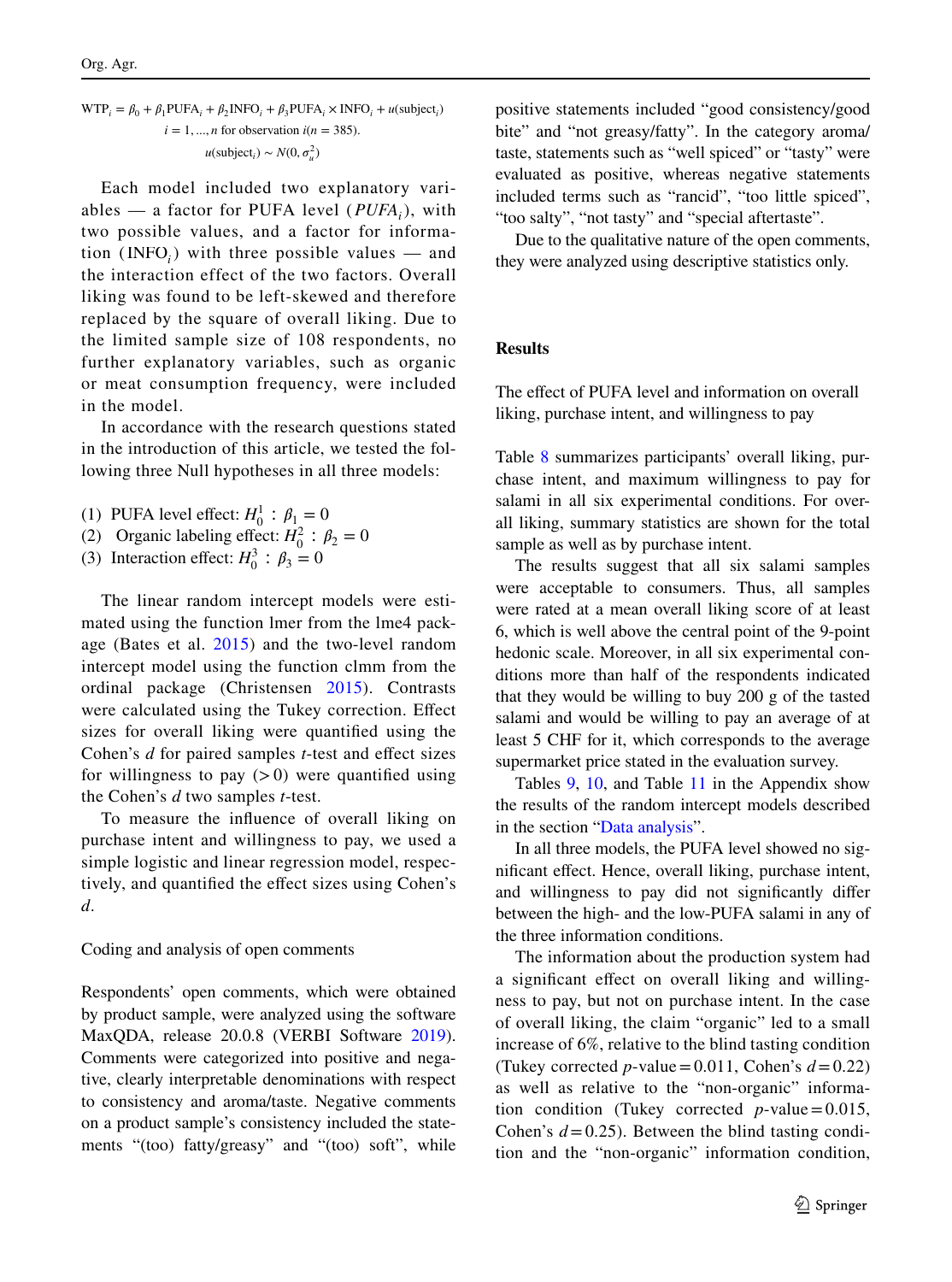$$\text{WTP}_i = \beta_0 + \beta_1 \text{PUFA}_i + \beta_2 \text{INFO}_i + \beta_3 \text{PUFA}_i \times \text{INFO}_i + u(\text{subject}_i)$$
$$i = 1, \ldots, n \text{ for observation } i(n = 385).$$
$$u(\text{subject}_i) \sim N(0, \sigma_u^2)$$

Each model included two explanatory variables — a factor for PUFA level ($PUFA_i$), with two possible values, and a factor for information ($\text{INFO}_i$) with three possible values — and the interaction effect of the two factors. Overall liking was found to be left-skewed and therefore replaced by the square of overall liking. Due to the limited sample size of 108 respondents, no further explanatory variables, such as organic or meat consumption frequency, were included in the model.

In accordance with the research questions stated in the introduction of this article, we tested the following three Null hypotheses in all three models:

(1) PUFA level effect: $H_0^1 : \beta_1 = 0$
(2) Organic labeling effect: $H_0^2 : \beta_2 = 0$
(3) Interaction effect: $H_0^3 : \beta_3 = 0$

The linear random intercept models were estimated using the function lmer from the lme4 package (Bates et al. 2015) and the two-level random intercept model using the function clmm from the ordinal package (Christensen 2015). Contrasts were calculated using the Tukey correction. Effect sizes for overall liking were quantified using the Cohen's *d* for paired samples *t*-test and effect sizes for willingness to pay (>0) were quantified using the Cohen's *d* two samples *t*-test.

To measure the influence of overall liking on purchase intent and willingness to pay, we used a simple logistic and linear regression model, respectively, and quantified the effect sizes using Cohen's *d*.

Coding and analysis of open comments

Respondents' open comments, which were obtained by product sample, were analyzed using the software MaxQDA, release 20.0.8 (VERBI Software 2019). Comments were categorized into positive and negative, clearly interpretable denominations with respect to consistency and aroma/taste. Negative comments on a product sample's consistency included the statements "(too) fatty/greasy" and "(too) soft", while positive statements included "good consistency/good bite" and "not greasy/fatty". In the category aroma/taste, statements such as "well spiced" or "tasty" were evaluated as positive, whereas negative statements included terms such as "rancid", "too little spiced", "too salty", "not tasty" and "special aftertaste".

Due to the qualitative nature of the open comments, they were analyzed using descriptive statistics only.

## Results

The effect of PUFA level and information on overall liking, purchase intent, and willingness to pay

Table 8 summarizes participants' overall liking, purchase intent, and maximum willingness to pay for salami in all six experimental conditions. For overall liking, summary statistics are shown for the total sample as well as by purchase intent.

The results suggest that all six salami samples were acceptable to consumers. Thus, all samples were rated at a mean overall liking score of at least 6, which is well above the central point of the 9-point hedonic scale. Moreover, in all six experimental conditions more than half of the respondents indicated that they would be willing to buy 200 g of the tasted salami and would be willing to pay an average of at least 5 CHF for it, which corresponds to the average supermarket price stated in the evaluation survey.

Tables 9, 10, and Table 11 in the Appendix show the results of the random intercept models described in the section "Data analysis".

In all three models, the PUFA level showed no significant effect. Hence, overall liking, purchase intent, and willingness to pay did not significantly differ between the high- and the low-PUFA salami in any of the three information conditions.

The information about the production system had a significant effect on overall liking and willingness to pay, but not on purchase intent. In the case of overall liking, the claim "organic" led to a small increase of 6%, relative to the blind tasting condition (Tukey corrected *p*-value = 0.011, Cohen's $d = 0.22$) as well as relative to the "non-organic" information condition (Tukey corrected *p*-value = 0.015, Cohen's $d = 0.25$). Between the blind tasting condition and the "non-organic" information condition,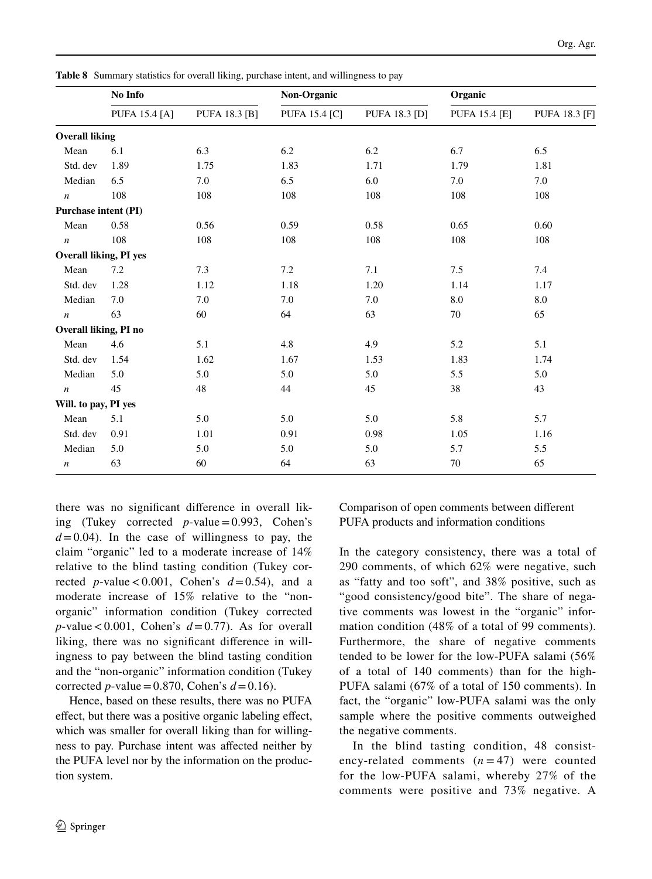**Table 8** Summary statistics for overall liking, purchase intent, and willingness to pay

| | No Info | | Non-Organic | | Organic | |
|---|---|---|---|---|---|---|
| | PUFA 15.4 [A] | PUFA 18.3 [B] | PUFA 15.4 [C] | PUFA 18.3 [D] | PUFA 15.4 [E] | PUFA 18.3 [F] |
| **Overall liking** | | | | | | |
| Mean | 6.1 | 6.3 | 6.2 | 6.2 | 6.7 | 6.5 |
| Std. dev | 1.89 | 1.75 | 1.83 | 1.71 | 1.79 | 1.81 |
| Median | 6.5 | 7.0 | 6.5 | 6.0 | 7.0 | 7.0 |
| $n$ | 108 | 108 | 108 | 108 | 108 | 108 |
| **Purchase intent (PI)** | | | | | | |
| Mean | 0.58 | 0.56 | 0.59 | 0.58 | 0.65 | 0.60 |
| $n$ | 108 | 108 | 108 | 108 | 108 | 108 |
| **Overall liking, PI yes** | | | | | | |
| Mean | 7.2 | 7.3 | 7.2 | 7.1 | 7.5 | 7.4 |
| Std. dev | 1.28 | 1.12 | 1.18 | 1.20 | 1.14 | 1.17 |
| Median | 7.0 | 7.0 | 7.0 | 7.0 | 8.0 | 8.0 |
| $n$ | 63 | 60 | 64 | 63 | 70 | 65 |
| **Overall liking, PI no** | | | | | | |
| Mean | 4.6 | 5.1 | 4.8 | 4.9 | 5.2 | 5.1 |
| Std. dev | 1.54 | 1.62 | 1.67 | 1.53 | 1.83 | 1.74 |
| Median | 5.0 | 5.0 | 5.0 | 5.0 | 5.5 | 5.0 |
| $n$ | 45 | 48 | 44 | 45 | 38 | 43 |
| **Will. to pay, PI yes** | | | | | | |
| Mean | 5.1 | 5.0 | 5.0 | 5.0 | 5.8 | 5.7 |
| Std. dev | 0.91 | 1.01 | 0.91 | 0.98 | 1.05 | 1.16 |
| Median | 5.0 | 5.0 | 5.0 | 5.0 | 5.7 | 5.5 |
| $n$ | 63 | 60 | 64 | 63 | 70 | 65 |

there was no significant difference in overall liking (Tukey corrected $p$-value = 0.993, Cohen's $d = 0.04$). In the case of willingness to pay, the claim "organic" led to a moderate increase of 14% relative to the blind tasting condition (Tukey corrected $p$-value < 0.001, Cohen's $d = 0.54$), and a moderate increase of 15% relative to the "non-organic" information condition (Tukey corrected $p$-value < 0.001, Cohen's $d = 0.77$). As for overall liking, there was no significant difference in willingness to pay between the blind tasting condition and the "non-organic" information condition (Tukey corrected $p$-value = 0.870, Cohen's $d = 0.16$).

Hence, based on these results, there was no PUFA effect, but there was a positive organic labeling effect, which was smaller for overall liking than for willingness to pay. Purchase intent was affected neither by the PUFA level nor by the information on the production system.

### Comparison of open comments between different PUFA products and information conditions

In the category consistency, there was a total of 290 comments, of which 62% were negative, such as "fatty and too soft", and 38% positive, such as "good consistency/good bite". The share of negative comments was lowest in the "organic" information condition (48% of a total of 99 comments). Furthermore, the share of negative comments tended to be lower for the low-PUFA salami (56% of a total of 140 comments) than for the high-PUFA salami (67% of a total of 150 comments). In fact, the "organic" low-PUFA salami was the only sample where the positive comments outweighed the negative comments.

In the blind tasting condition, 48 consistency-related comments ($n = 47$) were counted for the low-PUFA salami, whereby 27% of the comments were positive and 73% negative. A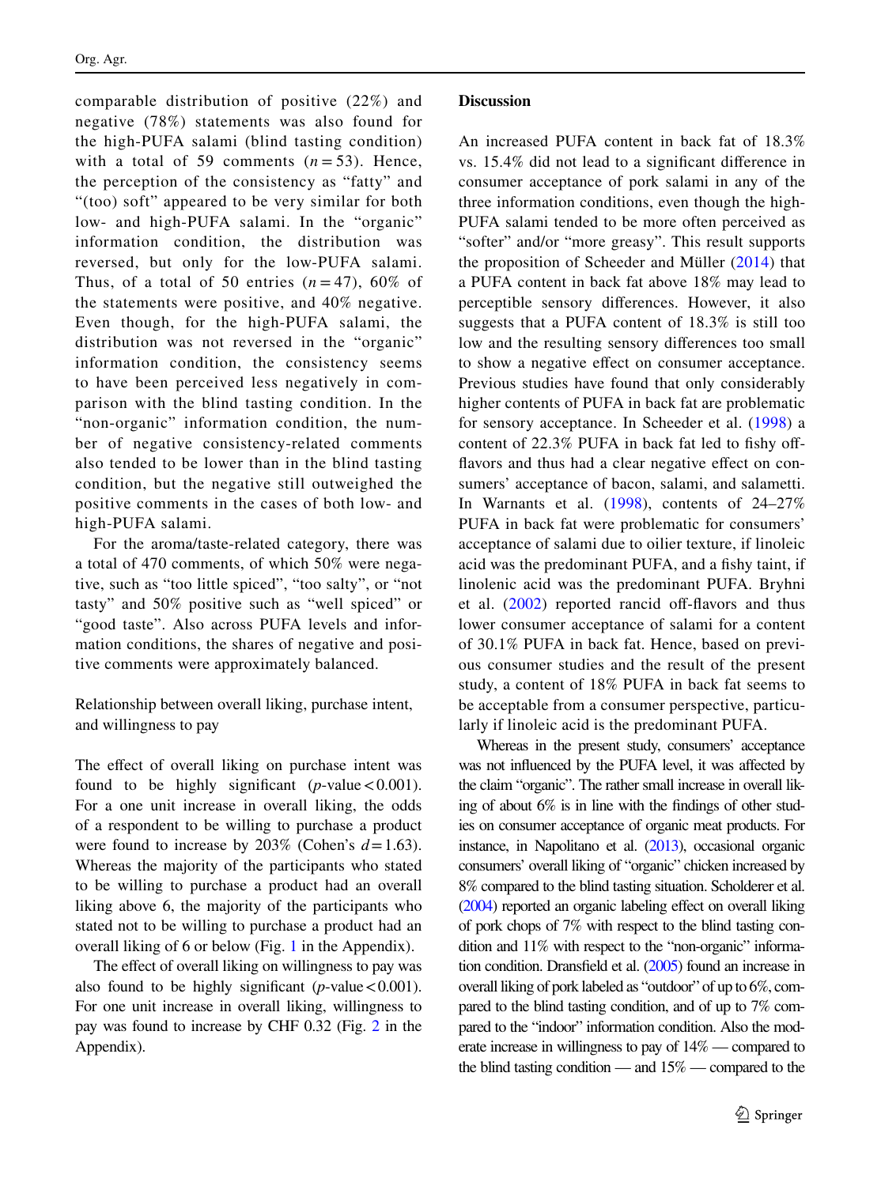comparable distribution of positive (22%) and negative (78%) statements was also found for the high-PUFA salami (blind tasting condition) with a total of 59 comments ($n = 53$). Hence, the perception of the consistency as "fatty" and "(too) soft" appeared to be very similar for both low- and high-PUFA salami. In the "organic" information condition, the distribution was reversed, but only for the low-PUFA salami. Thus, of a total of 50 entries ($n = 47$), 60% of the statements were positive, and 40% negative. Even though, for the high-PUFA salami, the distribution was not reversed in the "organic" information condition, the consistency seems to have been perceived less negatively in comparison with the blind tasting condition. In the "non-organic" information condition, the number of negative consistency-related comments also tended to be lower than in the blind tasting condition, but the negative still outweighed the positive comments in the cases of both low- and high-PUFA salami.

For the aroma/taste-related category, there was a total of 470 comments, of which 50% were negative, such as "too little spiced", "too salty", or "not tasty" and 50% positive such as "well spiced" or "good taste". Also across PUFA levels and information conditions, the shares of negative and positive comments were approximately balanced.

### Relationship between overall liking, purchase intent, and willingness to pay

The effect of overall liking on purchase intent was found to be highly significant ($p$-value < 0.001). For a one unit increase in overall liking, the odds of a respondent to be willing to purchase a product were found to increase by 203% (Cohen's $d = 1.63$). Whereas the majority of the participants who stated to be willing to purchase a product had an overall liking above 6, the majority of the participants who stated not to be willing to purchase a product had an overall liking of 6 or below (Fig. 1 in the Appendix).

The effect of overall liking on willingness to pay was also found to be highly significant ($p$-value < 0.001). For one unit increase in overall liking, willingness to pay was found to increase by CHF 0.32 (Fig. 2 in the Appendix).

## Discussion

An increased PUFA content in back fat of 18.3% vs. 15.4% did not lead to a significant difference in consumer acceptance of pork salami in any of the three information conditions, even though the high-PUFA salami tended to be more often perceived as "softer" and/or "more greasy". This result supports the proposition of Scheeder and Müller (2014) that a PUFA content in back fat above 18% may lead to perceptible sensory differences. However, it also suggests that a PUFA content of 18.3% is still too low and the resulting sensory differences too small to show a negative effect on consumer acceptance. Previous studies have found that only considerably higher contents of PUFA in back fat are problematic for sensory acceptance. In Scheeder et al. (1998) a content of 22.3% PUFA in back fat led to fishy off-flavors and thus had a clear negative effect on consumers' acceptance of bacon, salami, and salametti. In Warnants et al. (1998), contents of 24–27% PUFA in back fat were problematic for consumers' acceptance of salami due to oilier texture, if linoleic acid was the predominant PUFA, and a fishy taint, if linolenic acid was the predominant PUFA. Bryhni et al. (2002) reported rancid off-flavors and thus lower consumer acceptance of salami for a content of 30.1% PUFA in back fat. Hence, based on previous consumer studies and the result of the present study, a content of 18% PUFA in back fat seems to be acceptable from a consumer perspective, particularly if linoleic acid is the predominant PUFA.

Whereas in the present study, consumers' acceptance was not influenced by the PUFA level, it was affected by the claim "organic". The rather small increase in overall liking of about 6% is in line with the findings of other studies on consumer acceptance of organic meat products. For instance, in Napolitano et al. (2013), occasional organic consumers' overall liking of "organic" chicken increased by 8% compared to the blind tasting situation. Scholderer et al. (2004) reported an organic labeling effect on overall liking of pork chops of 7% with respect to the blind tasting condition and 11% with respect to the "non-organic" information condition. Dransfield et al. (2005) found an increase in overall liking of pork labeled as "outdoor" of up to 6%, compared to the blind tasting condition, and of up to 7% compared to the "indoor" information condition. Also the moderate increase in willingness to pay of 14% — compared to the blind tasting condition — and 15% — compared to the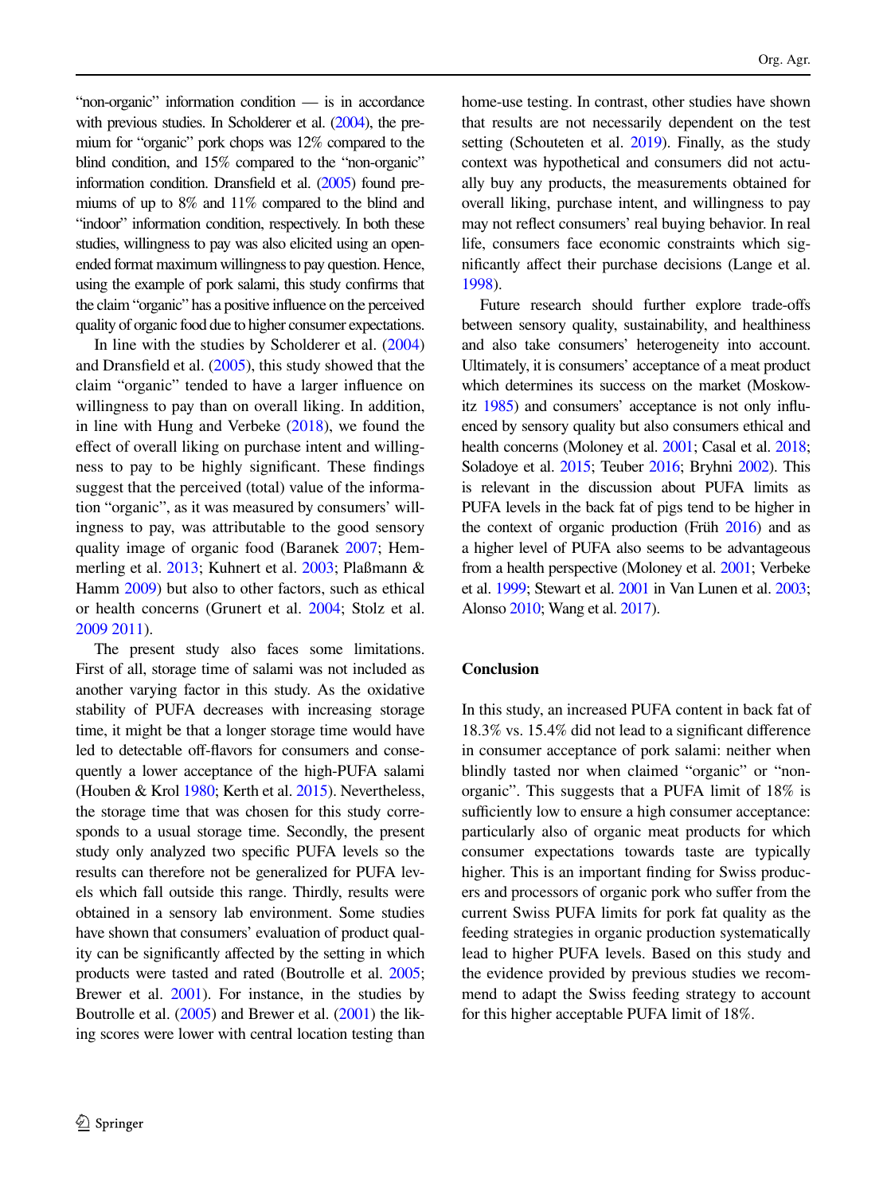"non-organic" information condition — is in accordance with previous studies. In Scholderer et al. (2004), the premium for "organic" pork chops was 12% compared to the blind condition, and 15% compared to the "non-organic" information condition. Dransfield et al. (2005) found premiums of up to 8% and 11% compared to the blind and "indoor" information condition, respectively. In both these studies, willingness to pay was also elicited using an open-ended format maximum willingness to pay question. Hence, using the example of pork salami, this study confirms that the claim "organic" has a positive influence on the perceived quality of organic food due to higher consumer expectations.

In line with the studies by Scholderer et al. (2004) and Dransfield et al. (2005), this study showed that the claim "organic" tended to have a larger influence on willingness to pay than on overall liking. In addition, in line with Hung and Verbeke (2018), we found the effect of overall liking on purchase intent and willingness to pay to be highly significant. These findings suggest that the perceived (total) value of the information "organic", as it was measured by consumers' willingness to pay, was attributable to the good sensory quality image of organic food (Baranek 2007; Hemmerling et al. 2013; Kuhnert et al. 2003; Plaßmann & Hamm 2009) but also to other factors, such as ethical or health concerns (Grunert et al. 2004; Stolz et al. 2009 2011).

The present study also faces some limitations. First of all, storage time of salami was not included as another varying factor in this study. As the oxidative stability of PUFA decreases with increasing storage time, it might be that a longer storage time would have led to detectable off-flavors for consumers and consequently a lower acceptance of the high-PUFA salami (Houben & Krol 1980; Kerth et al. 2015). Nevertheless, the storage time that was chosen for this study corresponds to a usual storage time. Secondly, the present study only analyzed two specific PUFA levels so the results can therefore not be generalized for PUFA levels which fall outside this range. Thirdly, results were obtained in a sensory lab environment. Some studies have shown that consumers' evaluation of product quality can be significantly affected by the setting in which products were tasted and rated (Boutrolle et al. 2005; Brewer et al. 2001). For instance, in the studies by Boutrolle et al. (2005) and Brewer et al. (2001) the liking scores were lower with central location testing than home-use testing. In contrast, other studies have shown that results are not necessarily dependent on the test setting (Schouteten et al. 2019). Finally, as the study context was hypothetical and consumers did not actually buy any products, the measurements obtained for overall liking, purchase intent, and willingness to pay may not reflect consumers' real buying behavior. In real life, consumers face economic constraints which significantly affect their purchase decisions (Lange et al. 1998).

Future research should further explore trade-offs between sensory quality, sustainability, and healthiness and also take consumers' heterogeneity into account. Ultimately, it is consumers' acceptance of a meat product which determines its success on the market (Moskowitz 1985) and consumers' acceptance is not only influenced by sensory quality but also consumers ethical and health concerns (Moloney et al. 2001; Casal et al. 2018; Soladoye et al. 2015; Teuber 2016; Bryhni 2002). This is relevant in the discussion about PUFA limits as PUFA levels in the back fat of pigs tend to be higher in the context of organic production (Früh 2016) and as a higher level of PUFA also seems to be advantageous from a health perspective (Moloney et al. 2001; Verbeke et al. 1999; Stewart et al. 2001 in Van Lunen et al. 2003; Alonso 2010; Wang et al. 2017).

## Conclusion

In this study, an increased PUFA content in back fat of 18.3% vs. 15.4% did not lead to a significant difference in consumer acceptance of pork salami: neither when blindly tasted nor when claimed "organic" or "non-organic". This suggests that a PUFA limit of 18% is sufficiently low to ensure a high consumer acceptance: particularly also of organic meat products for which consumer expectations towards taste are typically higher. This is an important finding for Swiss producers and processors of organic pork who suffer from the current Swiss PUFA limits for pork fat quality as the feeding strategies in organic production systematically lead to higher PUFA levels. Based on this study and the evidence provided by previous studies we recommend to adapt the Swiss feeding strategy to account for this higher acceptable PUFA limit of 18%.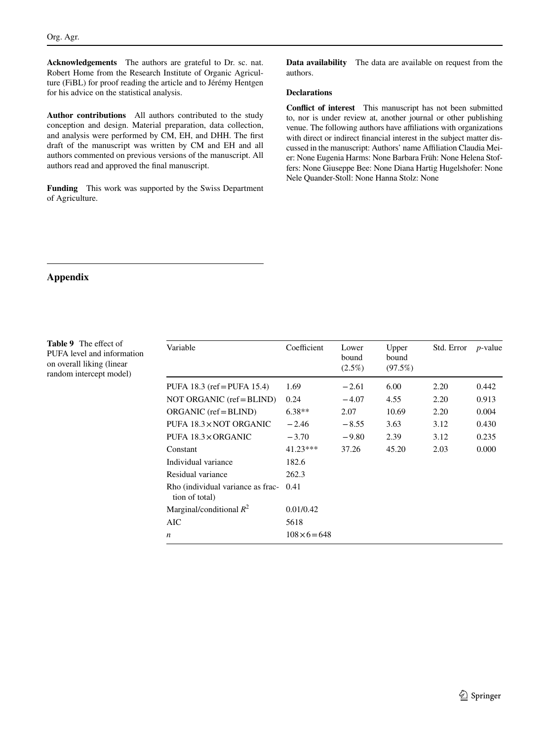**Acknowledgements** The authors are grateful to Dr. sc. nat. Robert Home from the Research Institute of Organic Agriculture (FiBL) for proof reading the article and to Jérémy Hentgen for his advice on the statistical analysis.

**Author contributions** All authors contributed to the study conception and design. Material preparation, data collection, and analysis were performed by CM, EH, and DHH. The first draft of the manuscript was written by CM and EH and all authors commented on previous versions of the manuscript. All authors read and approved the final manuscript.

**Funding** This work was supported by the Swiss Department of Agriculture.

**Data availability** The data are available on request from the authors.

### Declarations

**Conflict of interest** This manuscript has not been submitted to, nor is under review at, another journal or other publishing venue. The following authors have affiliations with organizations with direct or indirect financial interest in the subject matter discussed in the manuscript: Authors' name Affiliation Claudia Meier: None Eugenia Harms: None Barbara Früh: None Helena Stoffers: None Giuseppe Bee: None Diana Hartig Hugelshofer: None Nele Quander-Stoll: None Hanna Stolz: None

## Appendix

**Table 9** The effect of PUFA level and information on overall liking (linear random intercept model)

| Variable | Coefficient | Lower bound (2.5%) | Upper bound (97.5%) | Std. Error | *p*-value |
|---|---|---|---|---|---|
| PUFA 18.3 (ref = PUFA 15.4) | 1.69 | −2.61 | 6.00 | 2.20 | 0.442 |
| NOT ORGANIC (ref = BLIND) | 0.24 | −4.07 | 4.55 | 2.20 | 0.913 |
| ORGANIC (ref = BLIND) | 6.38** | 2.07 | 10.69 | 2.20 | 0.004 |
| PUFA 18.3 × NOT ORGANIC | −2.46 | −8.55 | 3.63 | 3.12 | 0.430 |
| PUFA 18.3 × ORGANIC | −3.70 | −9.80 | 2.39 | 3.12 | 0.235 |
| Constant | 41.23*** | 37.26 | 45.20 | 2.03 | 0.000 |
| Individual variance | 182.6 | | | | |
| Residual variance | 262.3 | | | | |
| Rho (individual variance as fraction of total) | 0.41 | | | | |
| Marginal/conditional $R^2$ | 0.01/0.42 | | | | |
| AIC | 5618 | | | | |
| *n* | 108 × 6 = 648 | | | | |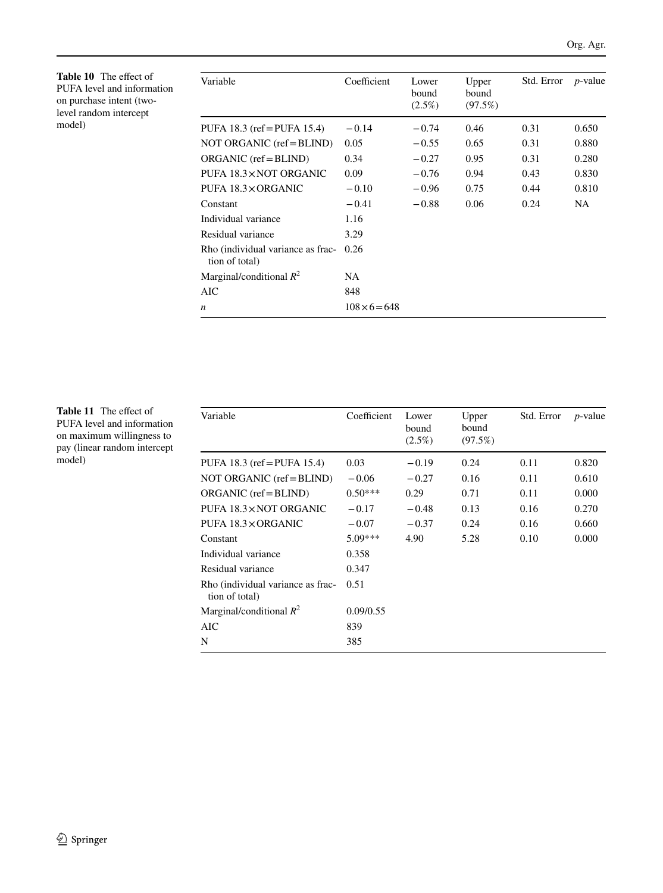**Table 10** The effect of PUFA level and information on purchase intent (two-level random intercept model)

| Variable | Coefficient | Lower bound (2.5%) | Upper bound (97.5%) | Std. Error | $p$-value |
|---|---|---|---|---|---|
| PUFA 18.3 (ref = PUFA 15.4) | −0.14 | −0.74 | 0.46 | 0.31 | 0.650 |
| NOT ORGANIC (ref = BLIND) | 0.05 | −0.55 | 0.65 | 0.31 | 0.880 |
| ORGANIC (ref = BLIND) | 0.34 | −0.27 | 0.95 | 0.31 | 0.280 |
| PUFA 18.3 × NOT ORGANIC | 0.09 | −0.76 | 0.94 | 0.43 | 0.830 |
| PUFA 18.3 × ORGANIC | −0.10 | −0.96 | 0.75 | 0.44 | 0.810 |
| Constant | −0.41 | −0.88 | 0.06 | 0.24 | NA |
| Individual variance | 1.16 | | | | |
| Residual variance | 3.29 | | | | |
| Rho (individual variance as fraction of total) | 0.26 | | | | |
| Marginal/conditional $R^2$ | NA | | | | |
| AIC | 848 | | | | |
| $n$ | $108 \times 6 = 648$ | | | | |

**Table 11** The effect of PUFA level and information on maximum willingness to pay (linear random intercept model)

| Variable | Coefficient | Lower bound (2.5%) | Upper bound (97.5%) | Std. Error | $p$-value |
|---|---|---|---|---|---|
| PUFA 18.3 (ref = PUFA 15.4) | 0.03 | −0.19 | 0.24 | 0.11 | 0.820 |
| NOT ORGANIC (ref = BLIND) | −0.06 | −0.27 | 0.16 | 0.11 | 0.610 |
| ORGANIC (ref = BLIND) | 0.50*** | 0.29 | 0.71 | 0.11 | 0.000 |
| PUFA 18.3 × NOT ORGANIC | −0.17 | −0.48 | 0.13 | 0.16 | 0.270 |
| PUFA 18.3 × ORGANIC | −0.07 | −0.37 | 0.24 | 0.16 | 0.660 |
| Constant | 5.09*** | 4.90 | 5.28 | 0.10 | 0.000 |
| Individual variance | 0.358 | | | | |
| Residual variance | 0.347 | | | | |
| Rho (individual variance as fraction of total) | 0.51 | | | | |
| Marginal/conditional $R^2$ | 0.09/0.55 | | | | |
| AIC | 839 | | | | |
| N | 385 | | | | |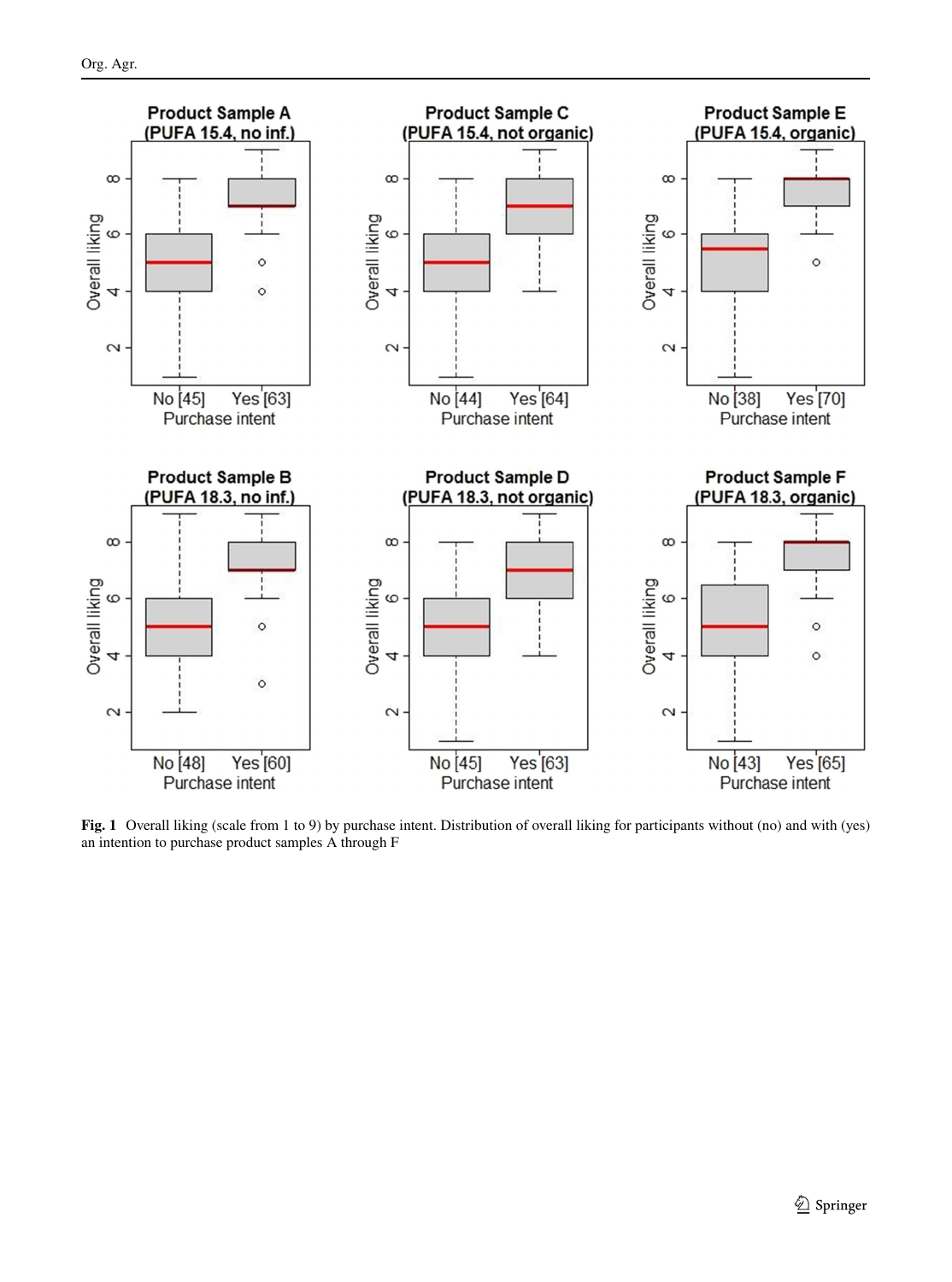**Fig. 1** Overall liking (scale from 1 to 9) by purchase intent. Distribution of overall liking for participants without (no) and with (yes) an intention to purchase product samples A through F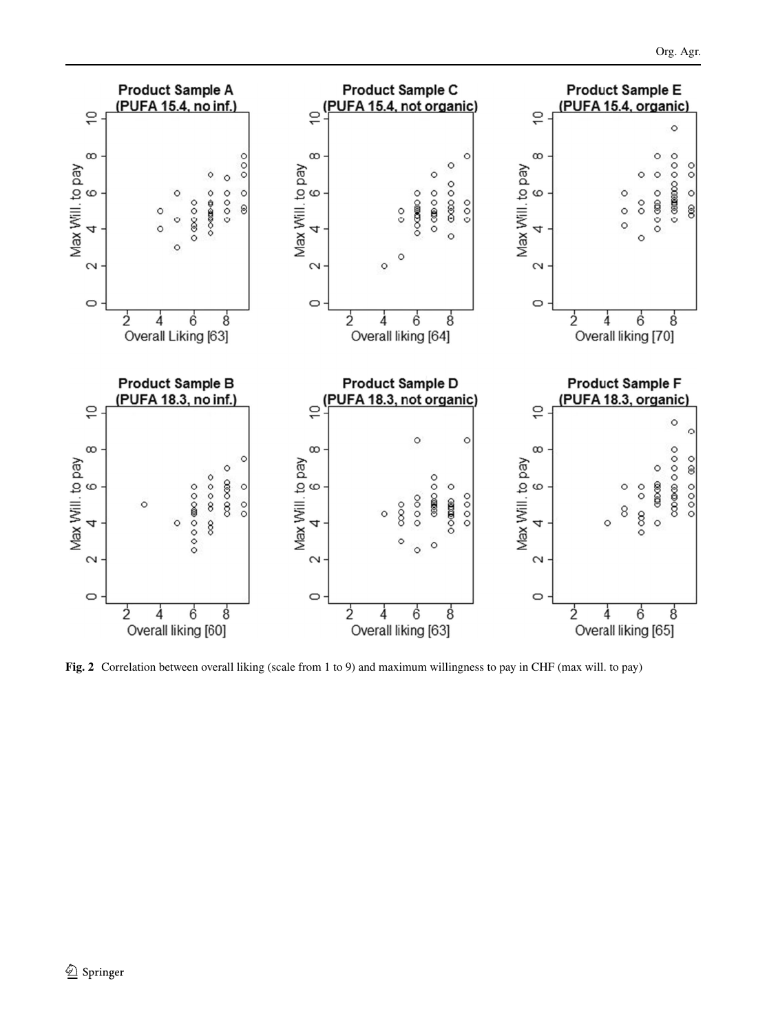**Fig. 2** Correlation between overall liking (scale from 1 to 9) and maximum willingness to pay in CHF (max will. to pay)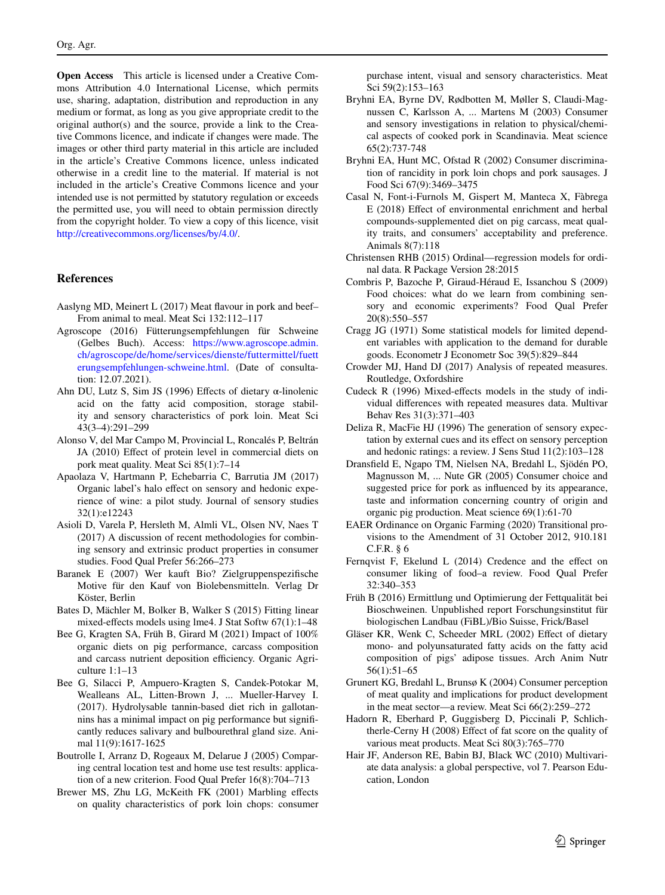**Open Access** This article is licensed under a Creative Commons Attribution 4.0 International License, which permits use, sharing, adaptation, distribution and reproduction in any medium or format, as long as you give appropriate credit to the original author(s) and the source, provide a link to the Creative Commons licence, and indicate if changes were made. The images or other third party material in this article are included in the article's Creative Commons licence, unless indicated otherwise in a credit line to the material. If material is not included in the article's Creative Commons licence and your intended use is not permitted by statutory regulation or exceeds the permitted use, you will need to obtain permission directly from the copyright holder. To view a copy of this licence, visit http://creativecommons.org/licenses/by/4.0/.

## References

Aaslyng MD, Meinert L (2017) Meat flavour in pork and beef–From animal to meal. Meat Sci 132:112–117

Agroscope (2016) Fütterungsempfehlungen für Schweine (Gelbes Buch). Access: https://www.agroscope.admin.ch/agroscope/de/home/services/dienste/futtermittel/fuetterungsempfehlungen-schweine.html. (Date of consultation: 12.07.2021).

Ahn DU, Lutz S, Sim JS (1996) Effects of dietary α-linolenic acid on the fatty acid composition, storage stability and sensory characteristics of pork loin. Meat Sci 43(3–4):291–299

Alonso V, del Mar Campo M, Provincial L, Roncalés P, Beltrán JA (2010) Effect of protein level in commercial diets on pork meat quality. Meat Sci 85(1):7–14

Apaolaza V, Hartmann P, Echebarria C, Barrutia JM (2017) Organic label's halo effect on sensory and hedonic experience of wine: a pilot study. Journal of sensory studies 32(1):e12243

Asioli D, Varela P, Hersleth M, Almli VL, Olsen NV, Naes T (2017) A discussion of recent methodologies for combining sensory and extrinsic product properties in consumer studies. Food Qual Prefer 56:266–273

Baranek E (2007) Wer kauft Bio? Zielgruppenspezifische Motive für den Kauf von Biolebensmitteln. Verlag Dr Köster, Berlin

Bates D, Mächler M, Bolker B, Walker S (2015) Fitting linear mixed-effects models using lme4. J Stat Softw 67(1):1–48

Bee G, Kragten SA, Früh B, Girard M (2021) Impact of 100% organic diets on pig performance, carcass composition and carcass nutrient deposition efficiency. Organic Agriculture 1:1–13

Bee G, Silacci P, Ampuero-Kragten S, Candek-Potokar M, Wealleans AL, Litten-Brown J, ... Mueller-Harvey I. (2017). Hydrolysable tannin-based diet rich in gallotannins has a minimal impact on pig performance but significantly reduces salivary and bulbourethral gland size. Animal 11(9):1617-1625

Boutrolle I, Arranz D, Rogeaux M, Delarue J (2005) Comparing central location test and home use test results: application of a new criterion. Food Qual Prefer 16(8):704–713

Brewer MS, Zhu LG, McKeith FK (2001) Marbling effects on quality characteristics of pork loin chops: consumer purchase intent, visual and sensory characteristics. Meat Sci 59(2):153–163

Bryhni EA, Byrne DV, Rødbotten M, Møller S, Claudi-Magnussen C, Karlsson A, ... Martens M (2003) Consumer and sensory investigations in relation to physical/chemical aspects of cooked pork in Scandinavia. Meat science 65(2):737-748

Bryhni EA, Hunt MC, Ofstad R (2002) Consumer discrimination of rancidity in pork loin chops and pork sausages. J Food Sci 67(9):3469–3475

Casal N, Font-i-Furnols M, Gispert M, Manteca X, Fàbrega E (2018) Effect of environmental enrichment and herbal compounds-supplemented diet on pig carcass, meat quality traits, and consumers' acceptability and preference. Animals 8(7):118

Christensen RHB (2015) Ordinal—regression models for ordinal data. R Package Version 28:2015

Combris P, Bazoche P, Giraud-Héraud E, Issanchou S (2009) Food choices: what do we learn from combining sensory and economic experiments? Food Qual Prefer 20(8):550–557

Cragg JG (1971) Some statistical models for limited dependent variables with application to the demand for durable goods. Econometr J Econometr Soc 39(5):829–844

Crowder MJ, Hand DJ (2017) Analysis of repeated measures. Routledge, Oxfordshire

Cudeck R (1996) Mixed-effects models in the study of individual differences with repeated measures data. Multivar Behav Res 31(3):371–403

Deliza R, MacFie HJ (1996) The generation of sensory expectation by external cues and its effect on sensory perception and hedonic ratings: a review. J Sens Stud 11(2):103–128

Dransfield E, Ngapo TM, Nielsen NA, Bredahl L, Sjödén PO, Magnusson M, ... Nute GR (2005) Consumer choice and suggested price for pork as influenced by its appearance, taste and information concerning country of origin and organic pig production. Meat science 69(1):61-70

EAER Ordinance on Organic Farming (2020) Transitional provisions to the Amendment of 31 October 2012, 910.181 C.F.R. § 6

Fernqvist F, Ekelund L (2014) Credence and the effect on consumer liking of food–a review. Food Qual Prefer 32:340–353

Früh B (2016) Ermittlung und Optimierung der Fettqualität bei Bioschweinen. Unpublished report Forschungsinstitut für biologischen Landbau (FiBL)/Bio Suisse, Frick/Basel

Gläser KR, Wenk C, Scheeder MRL (2002) Effect of dietary mono- and polyunsaturated fatty acids on the fatty acid composition of pigs' adipose tissues. Arch Anim Nutr 56(1):51–65

Grunert KG, Bredahl L, Brunsø K (2004) Consumer perception of meat quality and implications for product development in the meat sector—a review. Meat Sci 66(2):259–272

Hadorn R, Eberhard P, Guggisberg D, Piccinali P, Schlichtherle-Cerny H (2008) Effect of fat score on the quality of various meat products. Meat Sci 80(3):765–770

Hair JF, Anderson RE, Babin BJ, Black WC (2010) Multivariate data analysis: a global perspective, vol 7. Pearson Education, London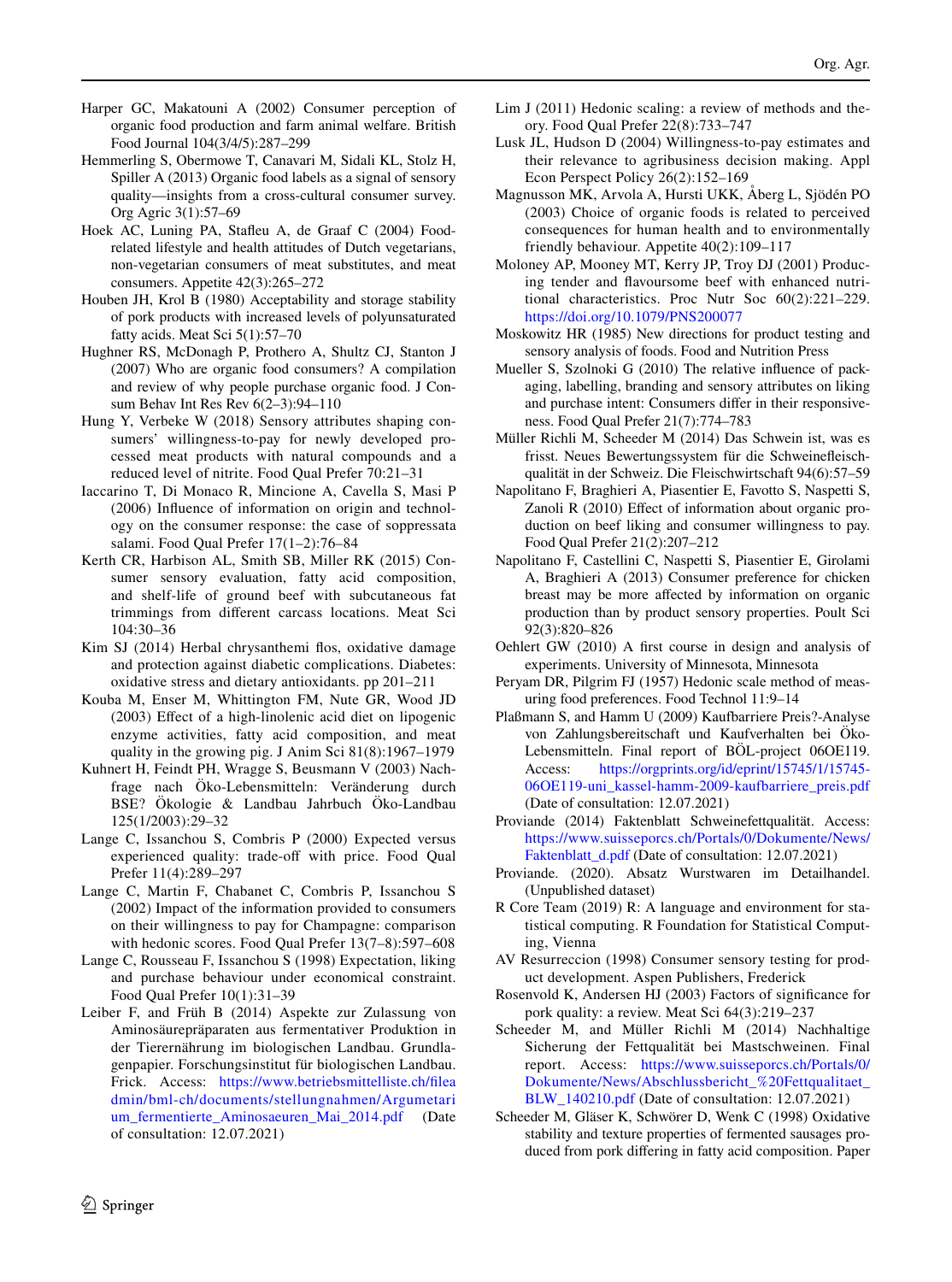Harper GC, Makatouni A (2002) Consumer perception of organic food production and farm animal welfare. British Food Journal 104(3/4/5):287–299

Hemmerling S, Obermowe T, Canavari M, Sidali KL, Stolz H, Spiller A (2013) Organic food labels as a signal of sensory quality—insights from a cross-cultural consumer survey. Org Agric 3(1):57–69

Hoek AC, Luning PA, Stafleu A, de Graaf C (2004) Food-related lifestyle and health attitudes of Dutch vegetarians, non-vegetarian consumers of meat substitutes, and meat consumers. Appetite 42(3):265–272

Houben JH, Krol B (1980) Acceptability and storage stability of pork products with increased levels of polyunsaturated fatty acids. Meat Sci 5(1):57–70

Hughner RS, McDonagh P, Prothero A, Shultz CJ, Stanton J (2007) Who are organic food consumers? A compilation and review of why people purchase organic food. J Consum Behav Int Res Rev 6(2–3):94–110

Hung Y, Verbeke W (2018) Sensory attributes shaping consumers' willingness-to-pay for newly developed processed meat products with natural compounds and a reduced level of nitrite. Food Qual Prefer 70:21–31

Iaccarino T, Di Monaco R, Mincione A, Cavella S, Masi P (2006) Influence of information on origin and technology on the consumer response: the case of soppressata salami. Food Qual Prefer 17(1–2):76–84

Kerth CR, Harbison AL, Smith SB, Miller RK (2015) Consumer sensory evaluation, fatty acid composition, and shelf-life of ground beef with subcutaneous fat trimmings from different carcass locations. Meat Sci 104:30–36

Kim SJ (2014) Herbal chrysanthemi flos, oxidative damage and protection against diabetic complications. Diabetes: oxidative stress and dietary antioxidants. pp 201–211

Kouba M, Enser M, Whittington FM, Nute GR, Wood JD (2003) Effect of a high-linolenic acid diet on lipogenic enzyme activities, fatty acid composition, and meat quality in the growing pig. J Anim Sci 81(8):1967–1979

Kuhnert H, Feindt PH, Wragge S, Beusmann V (2003) Nachfrage nach Öko-Lebensmitteln: Veränderung durch BSE? Ökologie & Landbau Jahrbuch Öko-Landbau 125(1/2003):29–32

Lange C, Issanchou S, Combris P (2000) Expected versus experienced quality: trade-off with price. Food Qual Prefer 11(4):289–297

Lange C, Martin F, Chabanet C, Combris P, Issanchou S (2002) Impact of the information provided to consumers on their willingness to pay for Champagne: comparison with hedonic scores. Food Qual Prefer 13(7–8):597–608

Lange C, Rousseau F, Issanchou S (1998) Expectation, liking and purchase behaviour under economical constraint. Food Qual Prefer 10(1):31–39

Leiber F, and Früh B (2014) Aspekte zur Zulassung von Aminosäurepräparaten aus fermentativer Produktion in der Tierernährung im biologischen Landbau. Grundlagenpapier. Forschungsinstitut für biologischen Landbau. Frick. Access: https://www.betriebsmittelliste.ch/fileadmin/bml-ch/documents/stellungnahmen/Argumetarium_fermentierte_Aminosaeuren_Mai_2014.pdf (Date of consultation: 12.07.2021)

Lim J (2011) Hedonic scaling: a review of methods and theory. Food Qual Prefer 22(8):733–747

Lusk JL, Hudson D (2004) Willingness-to-pay estimates and their relevance to agribusiness decision making. Appl Econ Perspect Policy 26(2):152–169

Magnusson MK, Arvola A, Hursti UKK, Åberg L, Sjödén PO (2003) Choice of organic foods is related to perceived consequences for human health and to environmentally friendly behaviour. Appetite 40(2):109–117

Moloney AP, Mooney MT, Kerry JP, Troy DJ (2001) Producing tender and flavoursome beef with enhanced nutritional characteristics. Proc Nutr Soc 60(2):221–229. https://doi.org/10.1079/PNS200077

Moskowitz HR (1985) New directions for product testing and sensory analysis of foods. Food and Nutrition Press

Mueller S, Szolnoki G (2010) The relative influence of packaging, labelling, branding and sensory attributes on liking and purchase intent: Consumers differ in their responsiveness. Food Qual Prefer 21(7):774–783

Müller Richli M, Scheeder M (2014) Das Schwein ist, was es frisst. Neues Bewertungssystem für die Schweinefleischqualität in der Schweiz. Die Fleischwirtschaft 94(6):57–59

Napolitano F, Braghieri A, Piasentier E, Favotto S, Naspetti S, Zanoli R (2010) Effect of information about organic production on beef liking and consumer willingness to pay. Food Qual Prefer 21(2):207–212

Napolitano F, Castellini C, Naspetti S, Piasentier E, Girolami A, Braghieri A (2013) Consumer preference for chicken breast may be more affected by information on organic production than by product sensory properties. Poult Sci 92(3):820–826

Oehlert GW (2010) A first course in design and analysis of experiments. University of Minnesota, Minnesota

Peryam DR, Pilgrim FJ (1957) Hedonic scale method of measuring food preferences. Food Technol 11:9–14

Plaßmann S, and Hamm U (2009) Kaufbarriere Preis?-Analyse von Zahlungsbereitschaft und Kaufverhalten bei Öko-Lebensmitteln. Final report of BÖL-project 06OE119. Access: https://orgprints.org/id/eprint/15745/1/15745-06OE119-uni_kassel-hamm-2009-kaufbarriere_preis.pdf (Date of consultation: 12.07.2021)

Proviande (2014) Faktenblatt Schweinefettqualität. Access: https://www.suisseporcs.ch/Portals/0/Dokumente/News/Faktenblatt_d.pdf (Date of consultation: 12.07.2021)

Proviande. (2020). Absatz Wurstwaren im Detailhandel. (Unpublished dataset)

R Core Team (2019) R: A language and environment for statistical computing. R Foundation for Statistical Computing, Vienna

AV Resurreccion (1998) Consumer sensory testing for product development. Aspen Publishers, Frederick

Rosenvold K, Andersen HJ (2003) Factors of significance for pork quality: a review. Meat Sci 64(3):219–237

Scheeder M, and Müller Richli M (2014) Nachhaltige Sicherung der Fettqualität bei Mastschweinen. Final report. Access: https://www.suisseporcs.ch/Portals/0/Dokumente/News/Abschlussbericht_%20Fettqualitaet_BLW_140210.pdf (Date of consultation: 12.07.2021)

Scheeder M, Gläser K, Schwörer D, Wenk C (1998) Oxidative stability and texture properties of fermented sausages produced from pork differing in fatty acid composition. Paper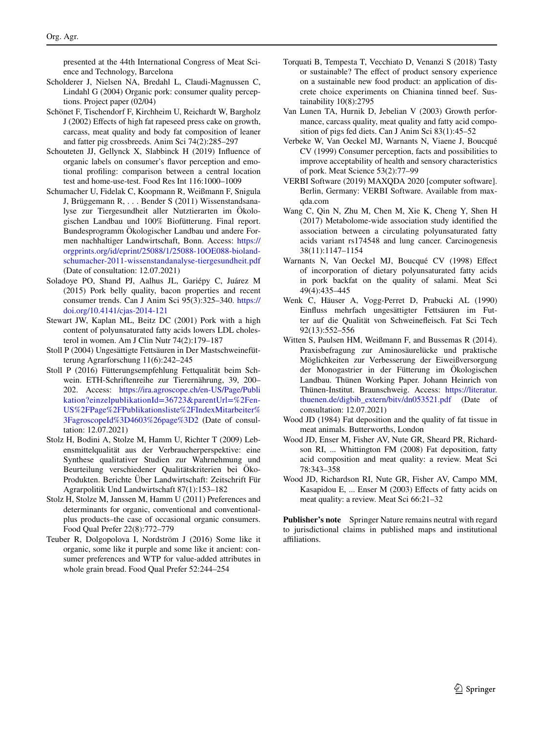presented at the 44th International Congress of Meat Science and Technology, Barcelona

Scholderer J, Nielsen NA, Bredahl L, Claudi-Magnussen C, Lindahl G (2004) Organic pork: consumer quality perceptions. Project paper (02/04)

Schönet F, Tischendorf F, Kirchheim U, Reichardt W, Bargholz J (2002) Effects of high fat rapeseed press cake on growth, carcass, meat quality and body fat composition of leaner and fatter pig crossbreeds. Anim Sci 74(2):285–297

Schouteten JJ, Gellynck X, Slabbinck H (2019) Influence of organic labels on consumer's flavor perception and emotional profiling: comparison between a central location test and home-use-test. Food Res Int 116:1000–1009

Schumacher U, Fidelak C, Koopmann R, Weißmann F, Snigula J, Brüggemann R, . . . Bender S (2011) Wissenstandsanalyse zur Tiergesundheit aller Nutztierarten im Ökologischen Landbau und 100% Biofütterung. Final report. Bundesprogramm Ökologischer Landbau und andere Formen nachhaltiger Landwirtschaft, Bonn. Access: https://orgprints.org/id/eprint/25088/1/25088-10OE088-bioland-schumacher-2011-wissenstandanalyse-tiergesundheit.pdf (Date of consultation: 12.07.2021)

Soladoye PO, Shand PJ, Aalhus JL, Gariépy C, Juárez M (2015) Pork belly quality, bacon properties and recent consumer trends. Can J Anim Sci 95(3):325–340. https://doi.org/10.4141/cjas-2014-121

Stewart JW, Kaplan ML, Beitz DC (2001) Pork with a high content of polyunsaturated fatty acids lowers LDL cholesterol in women. Am J Clin Nutr 74(2):179–187

Stoll P (2004) Ungesättigte Fettsäuren in Der Mastschweinefütterung Agrarforschung 11(6):242–245

Stoll P (2016) Fütterungsempfehlung Fettqualität beim Schwein. ETH-Schriftenreihe zur Tierernährung, 39, 200–202. Access: https://ira.agroscope.ch/en-US/Page/Publikation?einzelpublikationId=36723&parentUrl=%2Fen-US%2FPage%2FPublikationsliste%2FIndexMitarbeiter%3FagroscopeId%3D4603%26page%3D2 (Date of consultation: 12.07.2021)

Stolz H, Bodini A, Stolze M, Hamm U, Richter T (2009) Lebensmittelqualität aus der Verbraucherperspektive: eine Synthese qualitativer Studien zur Wahrnehmung und Beurteilung verschiedener Qualitätskriterien bei Öko-Produkten. Berichte Über Landwirtschaft: Zeitschrift Für Agrarpolitik Und Landwirtschaft 87(1):153–182

Stolz H, Stolze M, Janssen M, Hamm U (2011) Preferences and determinants for organic, conventional and conventional-plus products–the case of occasional organic consumers. Food Qual Prefer 22(8):772–779

Teuber R, Dolgopolova I, Nordström J (2016) Some like it organic, some like it purple and some like it ancient: consumer preferences and WTP for value-added attributes in whole grain bread. Food Qual Prefer 52:244–254

Torquati B, Tempesta T, Vecchiato D, Venanzi S (2018) Tasty or sustainable? The effect of product sensory experience on a sustainable new food product: an application of discrete choice experiments on Chianina tinned beef. Sustainability 10(8):2795

Van Lunen TA, Hurnik D, Jebelian V (2003) Growth performance, carcass quality, meat quality and fatty acid composition of pigs fed diets. Can J Anim Sci 83(1):45–52

Verbeke W, Van Oeckel MJ, Warnants N, Viaene J, Boucqué CV (1999) Consumer perception, facts and possibilities to improve acceptability of health and sensory characteristics of pork. Meat Science 53(2):77–99

VERBI Software (2019) MAXQDA 2020 [computer software]. Berlin, Germany: VERBI Software. Available from maxqda.com

Wang C, Qin N, Zhu M, Chen M, Xie K, Cheng Y, Shen H (2017) Metabolome-wide association study identified the association between a circulating polyunsaturated fatty acids variant rs174548 and lung cancer. Carcinogenesis 38(11):1147–1154

Warnants N, Van Oeckel MJ, Boucqué CV (1998) Effect of incorporation of dietary polyunsaturated fatty acids in pork backfat on the quality of salami. Meat Sci 49(4):435–445

Wenk C, Häuser A, Vogg-Perret D, Prabucki AL (1990) Einfluss mehrfach ungesättigter Fettsäuren im Futter auf die Qualität von Schweinefleisch. Fat Sci Tech 92(13):552–556

Witten S, Paulsen HM, Weißmann F, and Bussemas R (2014). Praxisbefragung zur Aminosäurelücke und praktische Möglichkeiten zur Verbesserung der Eiweißversorgung der Monogastrier in der Fütterung im Ökologischen Landbau. Thünen Working Paper. Johann Heinrich von Thünen-Institut. Braunschweig. Access: https://literatur.thuenen.de/digbib_extern/bitv/dn053521.pdf (Date of consultation: 12.07.2021)

Wood JD (1984) Fat deposition and the quality of fat tissue in meat animals. Butterworths, London

Wood JD, Enser M, Fisher AV, Nute GR, Sheard PR, Richardson RI, ... Whittington FM (2008) Fat deposition, fatty acid composition and meat quality: a review. Meat Sci 78:343–358

Wood JD, Richardson RI, Nute GR, Fisher AV, Campo MM, Kasapidou E, ... Enser M (2003) Effects of fatty acids on meat quality: a review. Meat Sci 66:21–32

**Publisher's note** Springer Nature remains neutral with regard to jurisdictional claims in published maps and institutional affiliations.